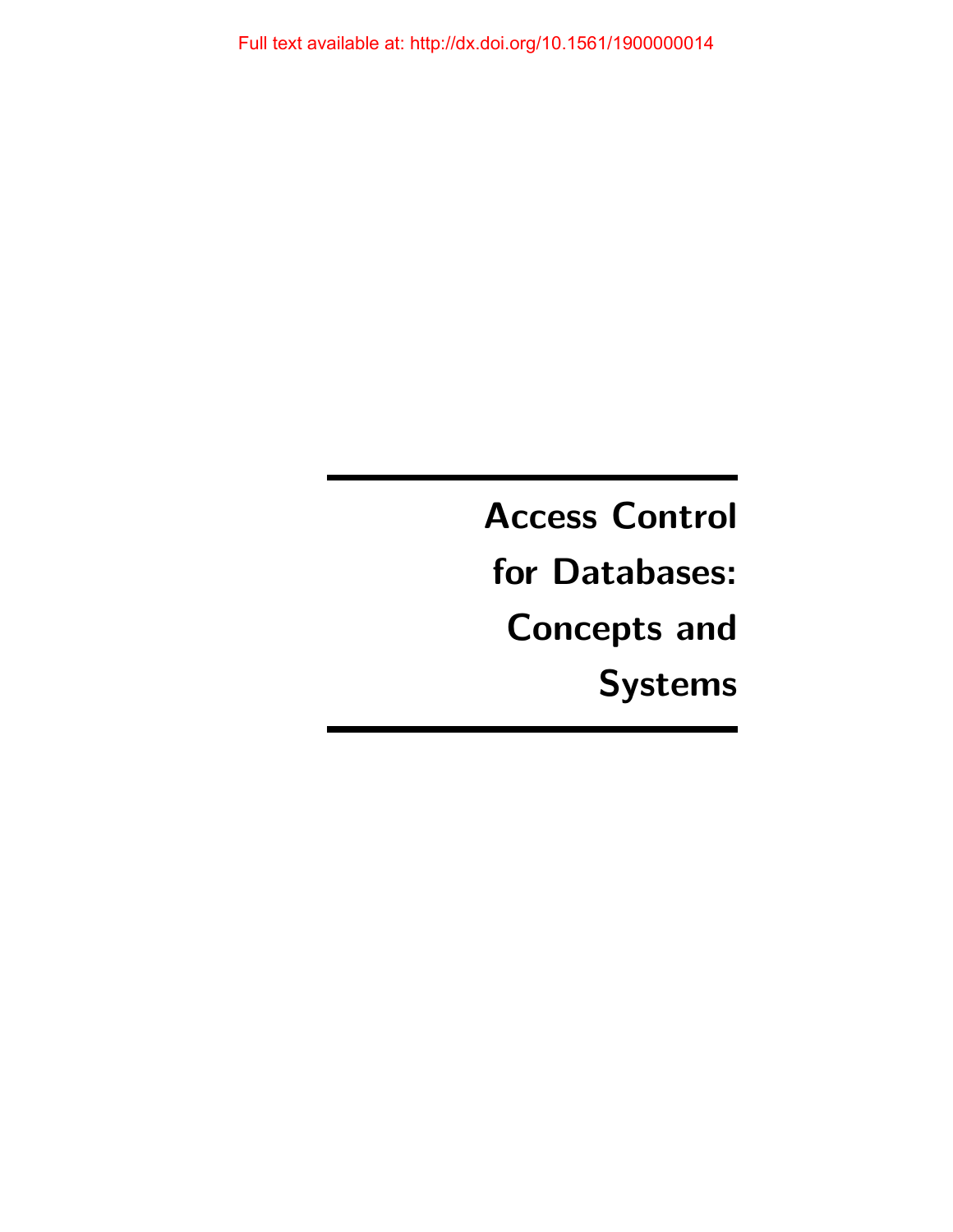Full text available at: http://dx.doi.org/10.1561/1900000014

# Access Control for Databases: Concepts and Systems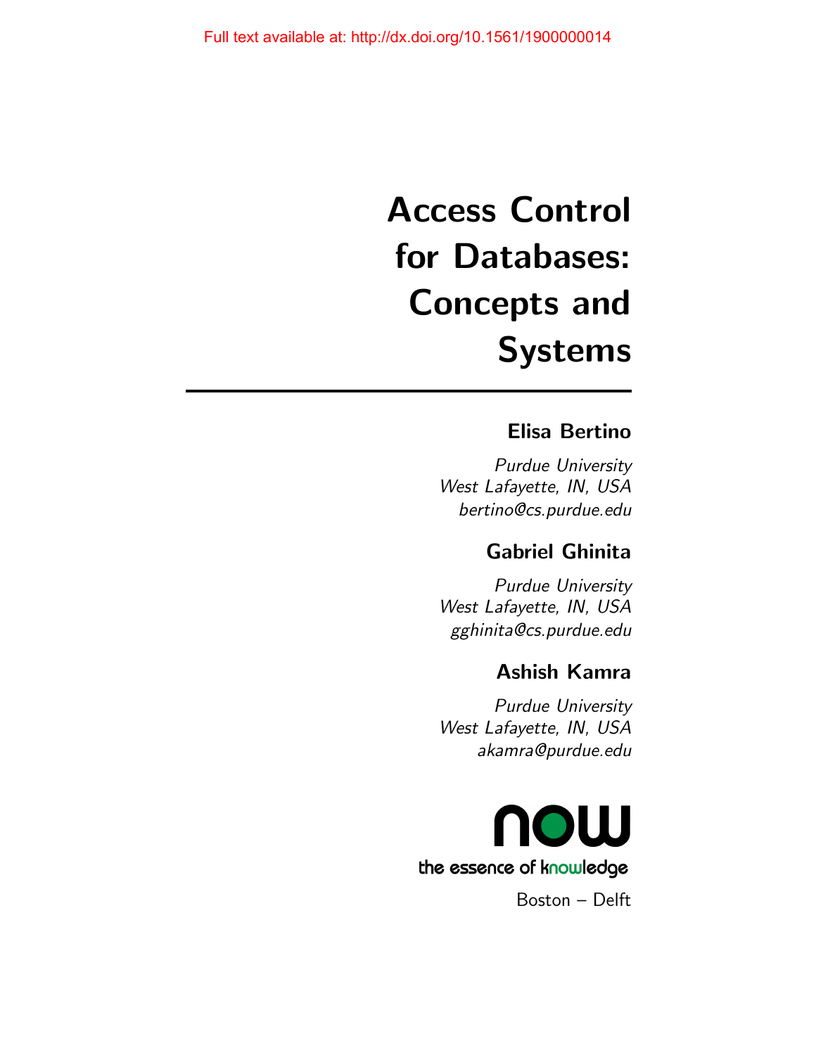Full text available at: http://dx.doi.org/10.1561/1900000014

# Access Control for Databases: Concepts and Systems

**Elisa Bertino**

*Purdue University*
*West Lafayette, IN, USA*
*bertino@cs.purdue.edu*

**Gabriel Ghinita**

*Purdue University*
*West Lafayette, IN, USA*
*gghinita@cs.purdue.edu*

**Ashish Kamra**

*Purdue University*
*West Lafayette, IN, USA*
*akamra@purdue.edu*

now

the essence of knowledge

Boston – Delft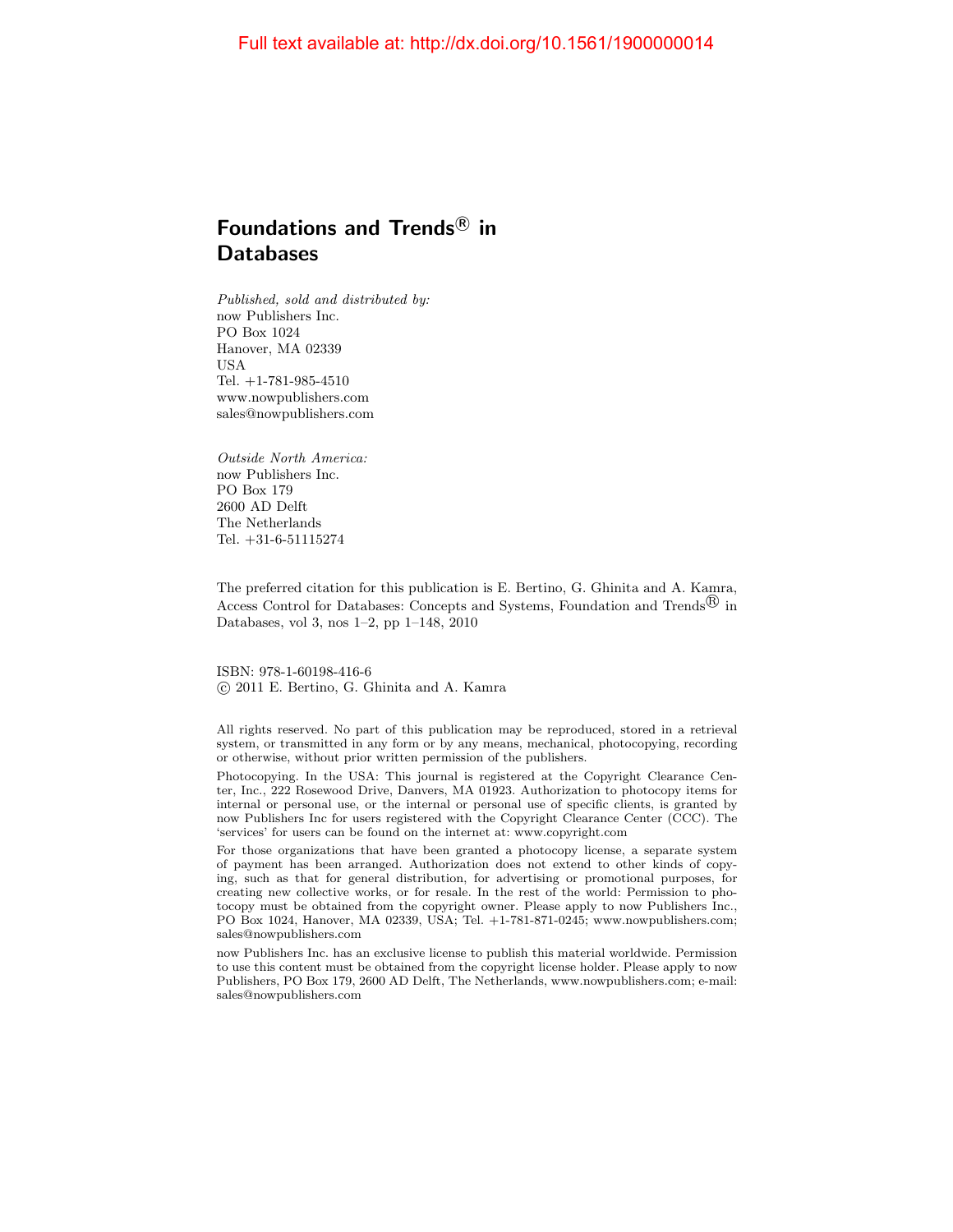Full text available at: http://dx.doi.org/10.1561/1900000014

# Foundations and Trends® in Databases

*Published, sold and distributed by:*
now Publishers Inc.
PO Box 1024
Hanover, MA 02339
USA
Tel. +1-781-985-4510
www.nowpublishers.com
sales@nowpublishers.com

*Outside North America:*
now Publishers Inc.
PO Box 179
2600 AD Delft
The Netherlands
Tel. +31-6-51115274

The preferred citation for this publication is E. Bertino, G. Ghinita and A. Kamra, Access Control for Databases: Concepts and Systems, Foundation and Trends® in Databases, vol 3, nos 1–2, pp 1–148, 2010

ISBN: 978-1-60198-416-6
© 2011 E. Bertino, G. Ghinita and A. Kamra

All rights reserved. No part of this publication may be reproduced, stored in a retrieval system, or transmitted in any form or by any means, mechanical, photocopying, recording or otherwise, without prior written permission of the publishers.

Photocopying. In the USA: This journal is registered at the Copyright Clearance Center, Inc., 222 Rosewood Drive, Danvers, MA 01923. Authorization to photocopy items for internal or personal use, or the internal or personal use of specific clients, is granted by now Publishers Inc for users registered with the Copyright Clearance Center (CCC). The 'services' for users can be found on the internet at: www.copyright.com

For those organizations that have been granted a photocopy license, a separate system of payment has been arranged. Authorization does not extend to other kinds of copying, such as that for general distribution, for advertising or promotional purposes, for creating new collective works, or for resale. In the rest of the world: Permission to photocopy must be obtained from the copyright owner. Please apply to now Publishers Inc., PO Box 1024, Hanover, MA 02339, USA; Tel. +1-781-871-0245; www.nowpublishers.com; sales@nowpublishers.com

now Publishers Inc. has an exclusive license to publish this material worldwide. Permission to use this content must be obtained from the copyright license holder. Please apply to now Publishers, PO Box 179, 2600 AD Delft, The Netherlands, www.nowpublishers.com; e-mail: sales@nowpublishers.com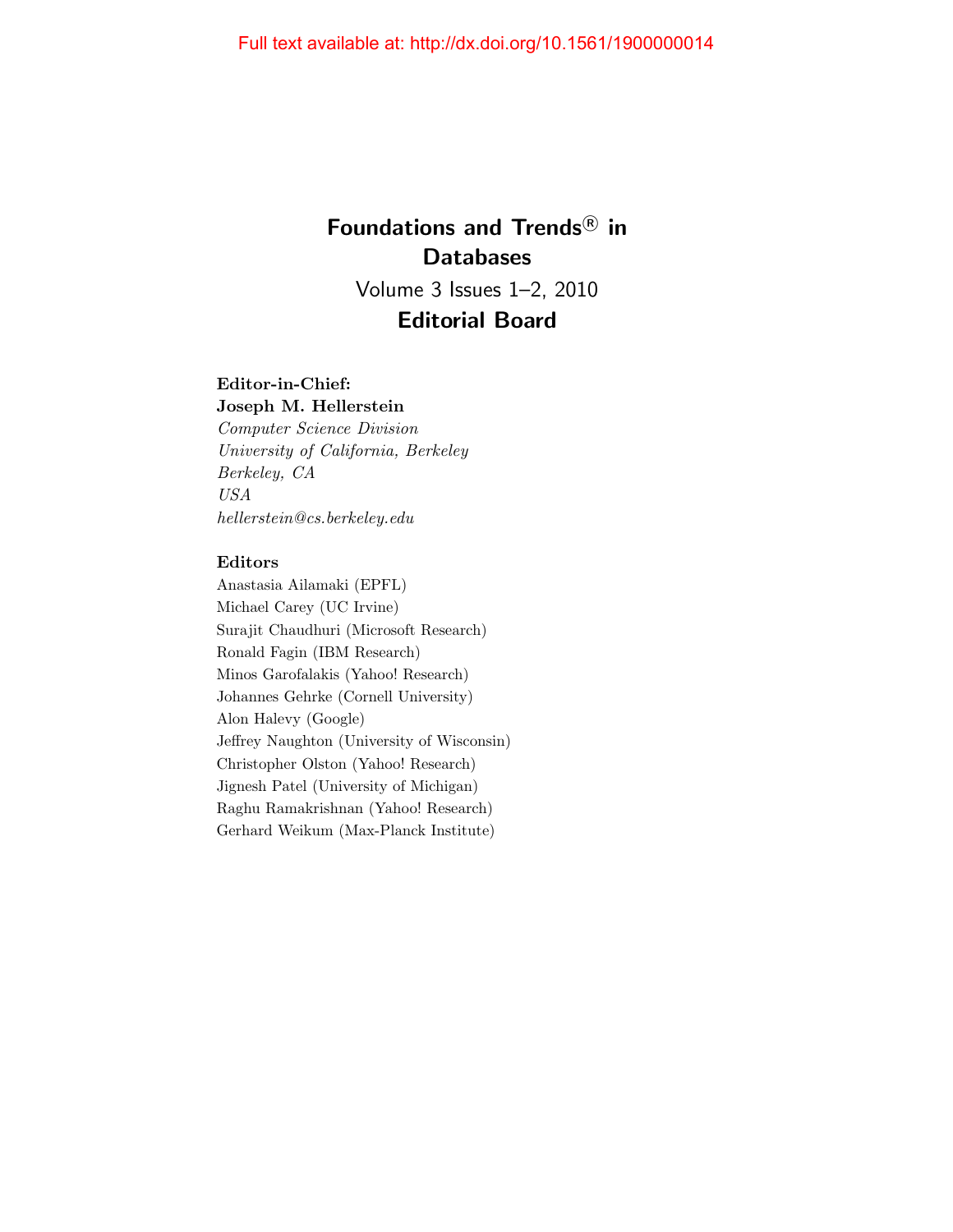# Foundations and Trends® in Databases

Volume 3 Issues 1–2, 2010

## Editorial Board

**Editor-in-Chief:**

**Joseph M. Hellerstein**

*Computer Science Division*
*University of California, Berkeley*
*Berkeley, CA*
*USA*
*hellerstein@cs.berkeley.edu*

**Editors**

Anastasia Ailamaki (EPFL)
Michael Carey (UC Irvine)
Surajit Chaudhuri (Microsoft Research)
Ronald Fagin (IBM Research)
Minos Garofalakis (Yahoo! Research)
Johannes Gehrke (Cornell University)
Alon Halevy (Google)
Jeffrey Naughton (University of Wisconsin)
Christopher Olston (Yahoo! Research)
Jignesh Patel (University of Michigan)
Raghu Ramakrishnan (Yahoo! Research)
Gerhard Weikum (Max-Planck Institute)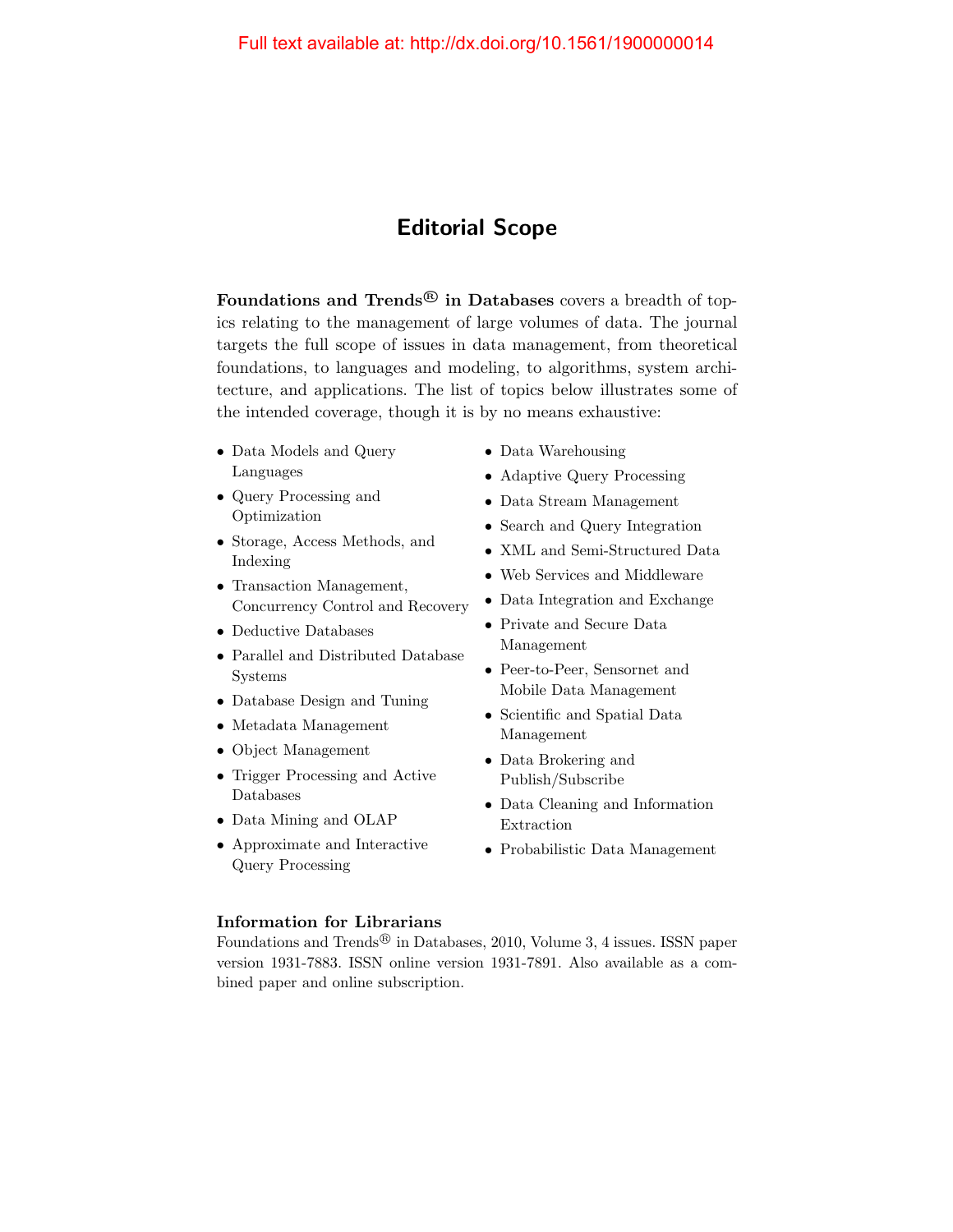Full text available at: http://dx.doi.org/10.1561/1900000014

# Editorial Scope

**Foundations and Trends® in Databases** covers a breadth of topics relating to the management of large volumes of data. The journal targets the full scope of issues in data management, from theoretical foundations, to languages and modeling, to algorithms, system architecture, and applications. The list of topics below illustrates some of the intended coverage, though it is by no means exhaustive:

- Data Models and Query Languages
- Query Processing and Optimization
- Storage, Access Methods, and Indexing
- Transaction Management, Concurrency Control and Recovery
- Deductive Databases
- Parallel and Distributed Database Systems
- Database Design and Tuning
- Metadata Management
- Object Management
- Trigger Processing and Active Databases
- Data Mining and OLAP
- Approximate and Interactive Query Processing
- Data Warehousing
- Adaptive Query Processing
- Data Stream Management
- Search and Query Integration
- XML and Semi-Structured Data
- Web Services and Middleware
- Data Integration and Exchange
- Private and Secure Data Management
- Peer-to-Peer, Sensornet and Mobile Data Management
- Scientific and Spatial Data Management
- Data Brokering and Publish/Subscribe
- Data Cleaning and Information Extraction
- Probabilistic Data Management

### Information for Librarians

Foundations and Trends® in Databases, 2010, Volume 3, 4 issues. ISSN paper version 1931-7883. ISSN online version 1931-7891. Also available as a combined paper and online subscription.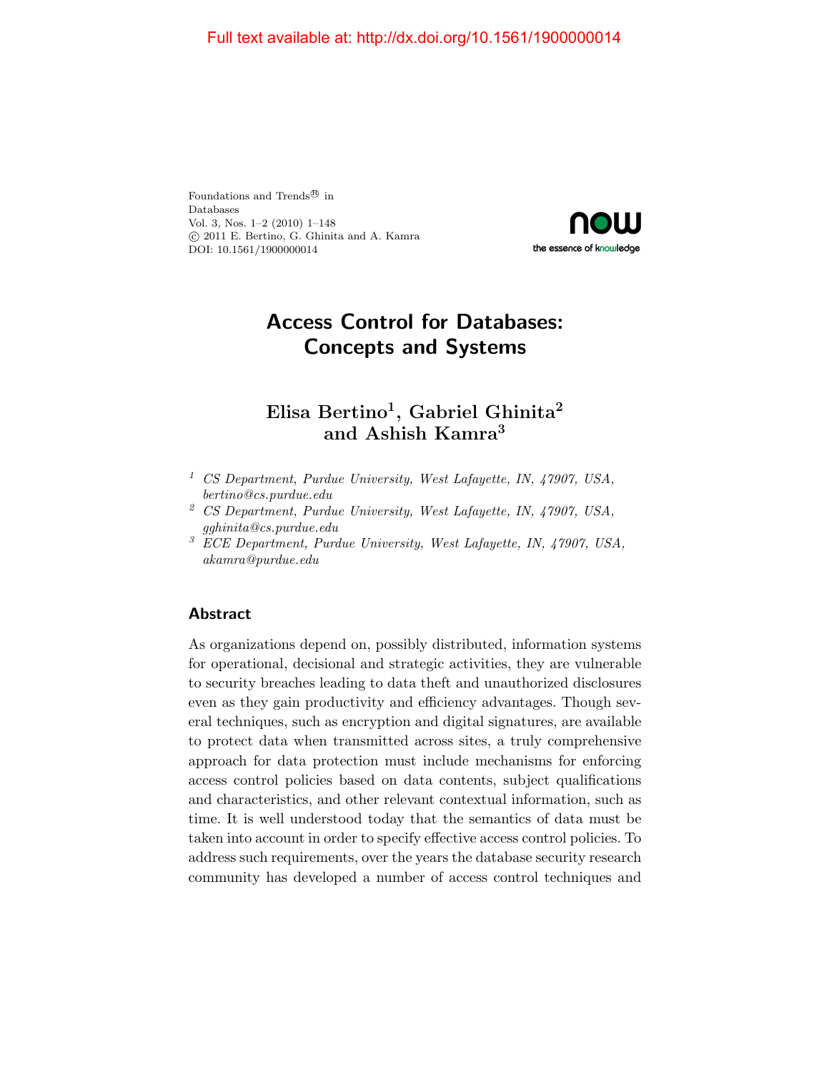Foundations and Trends® in
Databases
Vol. 3, Nos. 1–2 (2010) 1–148
© 2011 E. Bertino, G. Ghinita and A. Kamra
DOI: 10.1561/1900000014

# Access Control for Databases: Concepts and Systems

**Elisa Bertino[1], Gabriel Ghinita[2] and Ashish Kamra[3]**

[1] *CS Department, Purdue University, West Lafayette, IN, 47907, USA, bertino@cs.purdue.edu*
[2] *CS Department, Purdue University, West Lafayette, IN, 47907, USA, gghinita@cs.purdue.edu*
[3] *ECE Department, Purdue University, West Lafayette, IN, 47907, USA, akamra@purdue.edu*

## Abstract

As organizations depend on, possibly distributed, information systems for operational, decisional and strategic activities, they are vulnerable to security breaches leading to data theft and unauthorized disclosures even as they gain productivity and efficiency advantages. Though several techniques, such as encryption and digital signatures, are available to protect data when transmitted across sites, a truly comprehensive approach for data protection must include mechanisms for enforcing access control policies based on data contents, subject qualifications and characteristics, and other relevant contextual information, such as time. It is well understood today that the semantics of data must be taken into account in order to specify effective access control policies. To address such requirements, over the years the database security research community has developed a number of access control techniques and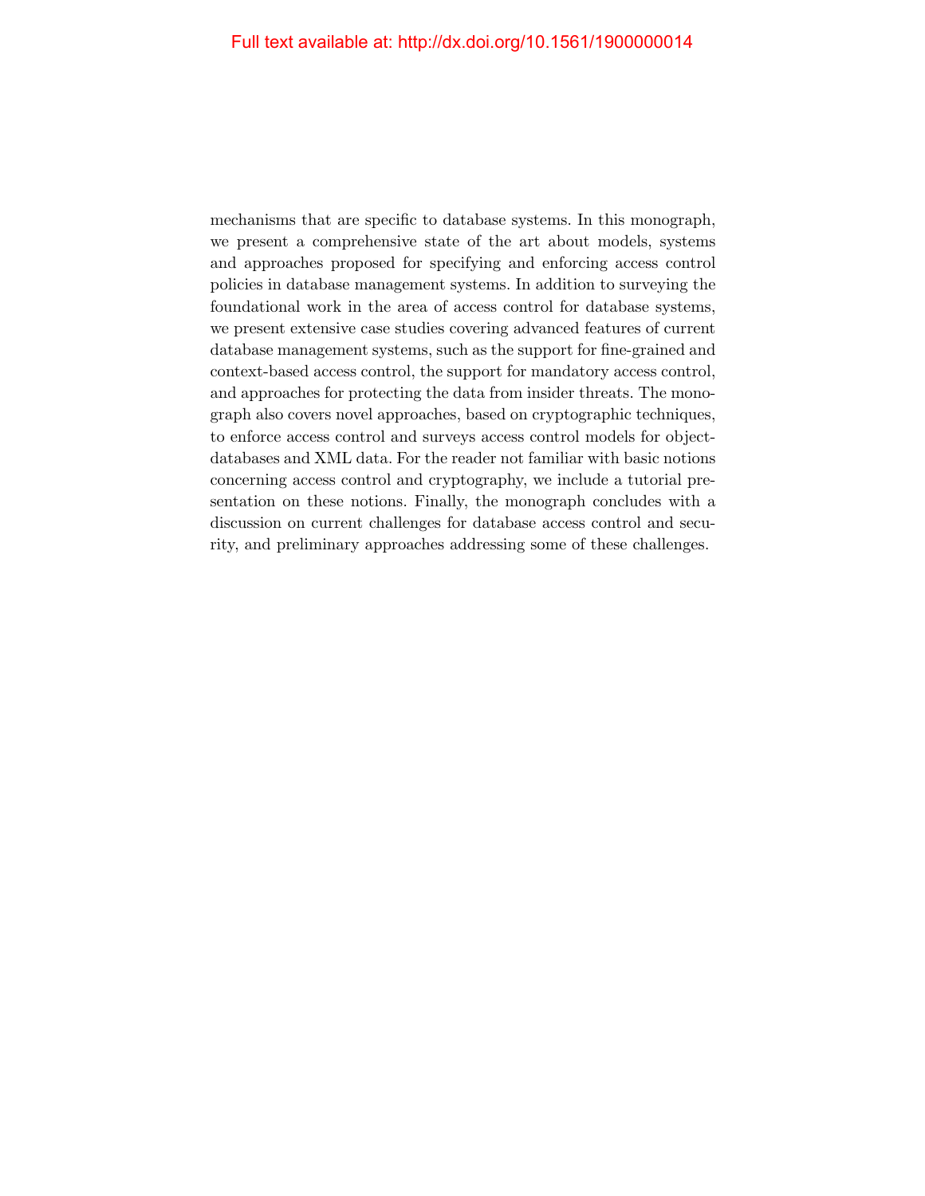mechanisms that are specific to database systems. In this monograph, we present a comprehensive state of the art about models, systems and approaches proposed for specifying and enforcing access control policies in database management systems. In addition to surveying the foundational work in the area of access control for database systems, we present extensive case studies covering advanced features of current database management systems, such as the support for fine-grained and context-based access control, the support for mandatory access control, and approaches for protecting the data from insider threats. The monograph also covers novel approaches, based on cryptographic techniques, to enforce access control and surveys access control models for object-databases and XML data. For the reader not familiar with basic notions concerning access control and cryptography, we include a tutorial presentation on these notions. Finally, the monograph concludes with a discussion on current challenges for database access control and security, and preliminary approaches addressing some of these challenges.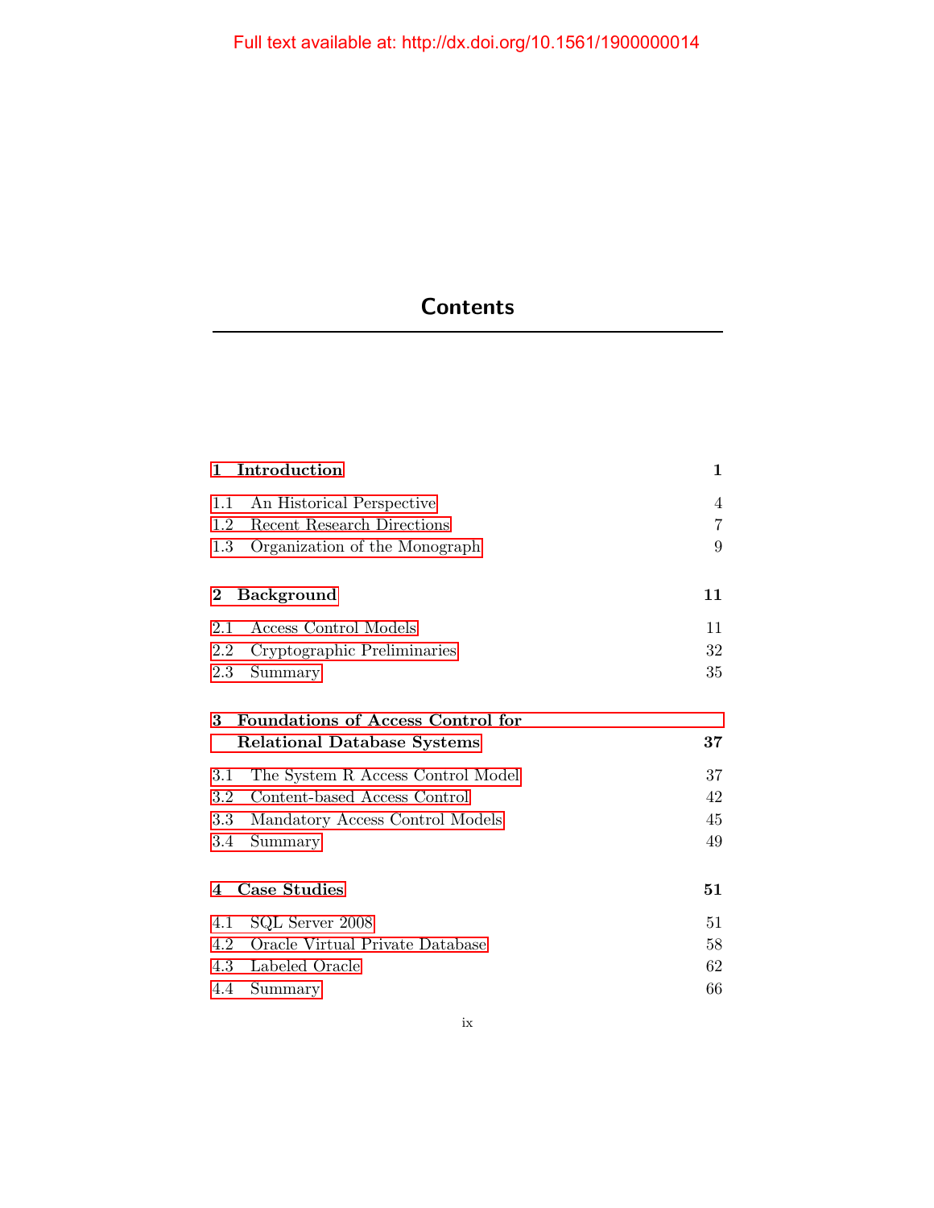# Contents

| | |
|---|---|
| **1 Introduction** | **1** |
| 1.1 An Historical Perspective | 4 |
| 1.2 Recent Research Directions | 7 |
| 1.3 Organization of the Monograph | 9 |
| **2 Background** | **11** |
| 2.1 Access Control Models | 11 |
| 2.2 Cryptographic Preliminaries | 32 |
| 2.3 Summary | 35 |
| **3 Foundations of Access Control for Relational Database Systems** | **37** |
| 3.1 The System R Access Control Model | 37 |
| 3.2 Content-based Access Control | 42 |
| 3.3 Mandatory Access Control Models | 45 |
| 3.4 Summary | 49 |
| **4 Case Studies** | **51** |
| 4.1 SQL Server 2008 | 51 |
| 4.2 Oracle Virtual Private Database | 58 |
| 4.3 Labeled Oracle | 62 |
| 4.4 Summary | 66 |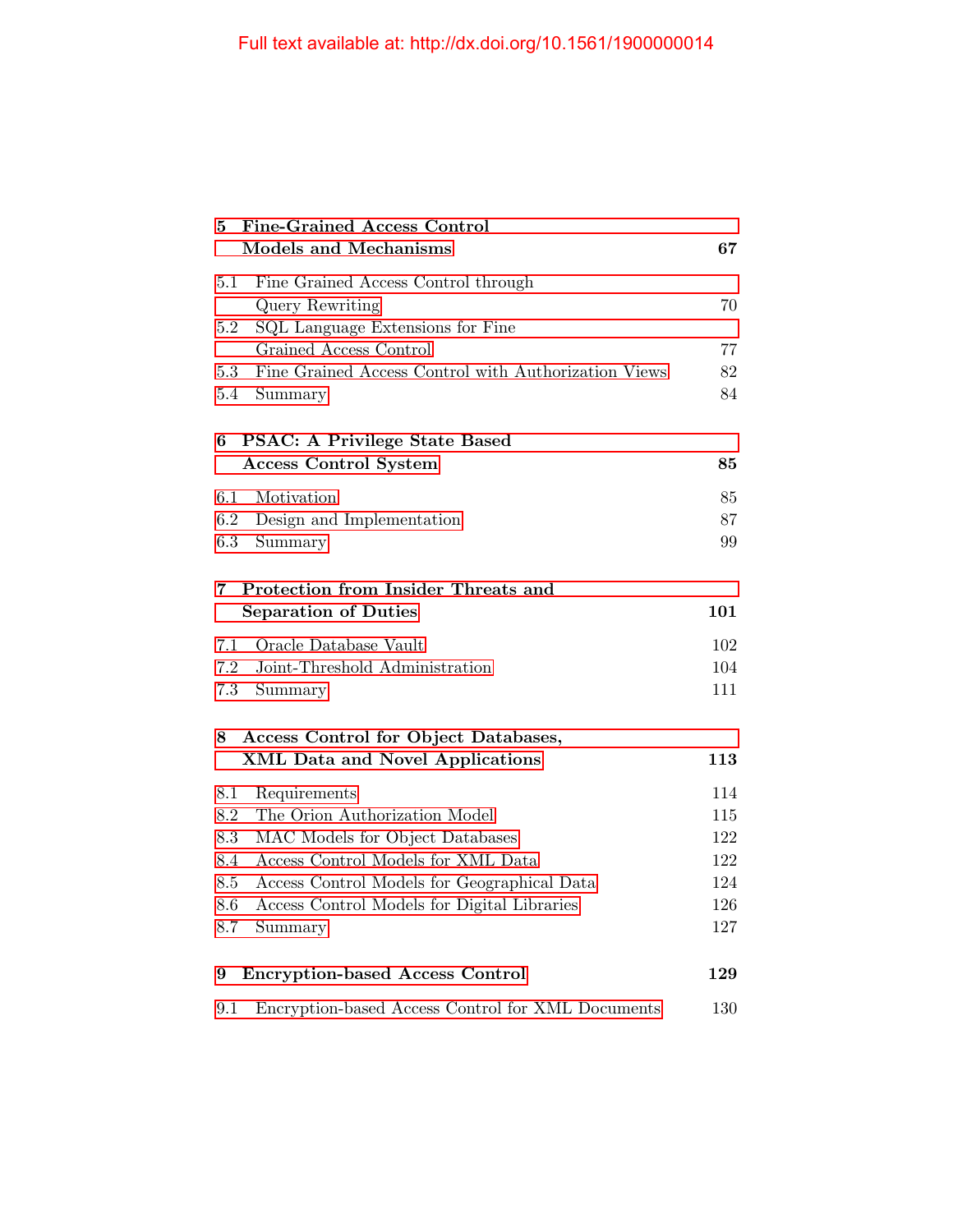Full text available at: http://dx.doi.org/10.1561/1900000014

| | |
|---|---|
| **5 Fine-Grained Access Control Models and Mechanisms** | **67** |
| 5.1 Fine Grained Access Control through Query Rewriting | 70 |
| 5.2 SQL Language Extensions for Fine Grained Access Control | 77 |
| 5.3 Fine Grained Access Control with Authorization Views | 82 |
| 5.4 Summary | 84 |
| **6 PSAC: A Privilege State Based Access Control System** | **85** |
| 6.1 Motivation | 85 |
| 6.2 Design and Implementation | 87 |
| 6.3 Summary | 99 |
| **7 Protection from Insider Threats and Separation of Duties** | **101** |
| 7.1 Oracle Database Vault | 102 |
| 7.2 Joint-Threshold Administration | 104 |
| 7.3 Summary | 111 |
| **8 Access Control for Object Databases, XML Data and Novel Applications** | **113** |
| 8.1 Requirements | 114 |
| 8.2 The Orion Authorization Model | 115 |
| 8.3 MAC Models for Object Databases | 122 |
| 8.4 Access Control Models for XML Data | 122 |
| 8.5 Access Control Models for Geographical Data | 124 |
| 8.6 Access Control Models for Digital Libraries | 126 |
| 8.7 Summary | 127 |
| **9 Encryption-based Access Control** | **129** |
| 9.1 Encryption-based Access Control for XML Documents | 130 |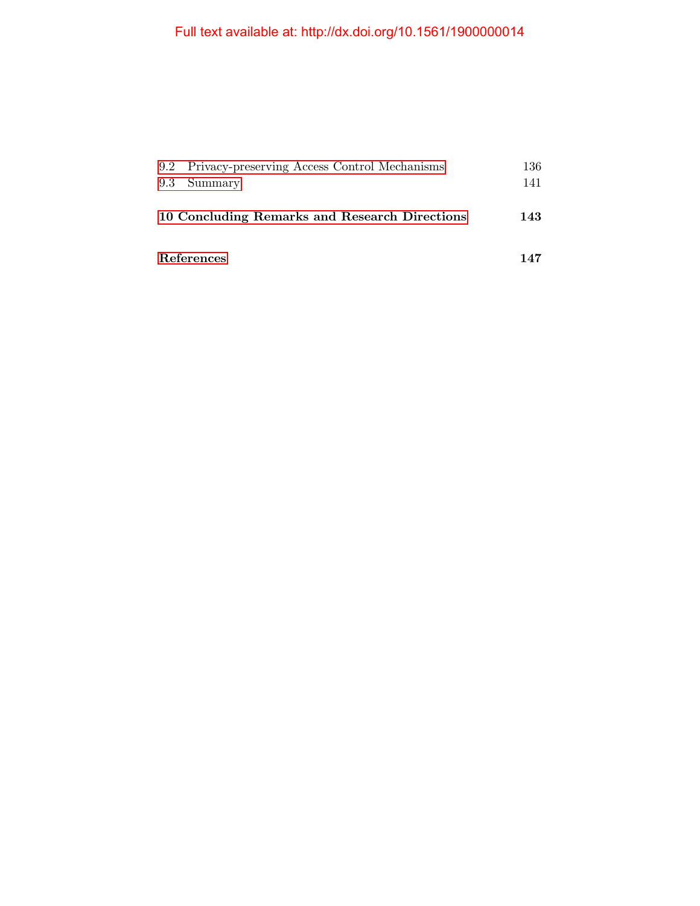9.2 Privacy-preserving Access Control Mechanisms 136
9.3 Summary 141

**10 Concluding Remarks and Research Directions 143**

**References 147**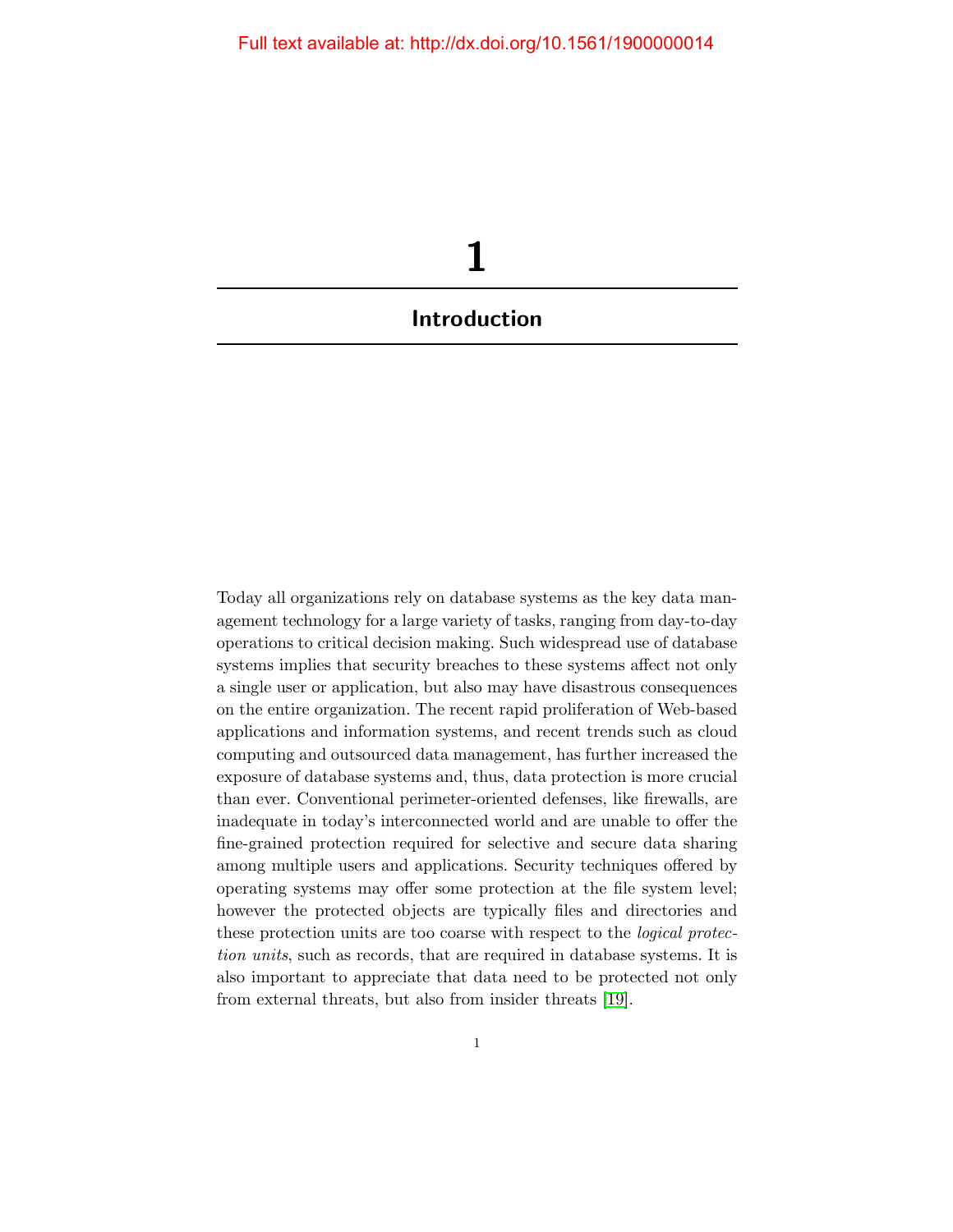# 1

## Introduction

Today all organizations rely on database systems as the key data management technology for a large variety of tasks, ranging from day-to-day operations to critical decision making. Such widespread use of database systems implies that security breaches to these systems affect not only a single user or application, but also may have disastrous consequences on the entire organization. The recent rapid proliferation of Web-based applications and information systems, and recent trends such as cloud computing and outsourced data management, has further increased the exposure of database systems and, thus, data protection is more crucial than ever. Conventional perimeter-oriented defenses, like firewalls, are inadequate in today's interconnected world and are unable to offer the fine-grained protection required for selective and secure data sharing among multiple users and applications. Security techniques offered by operating systems may offer some protection at the file system level; however the protected objects are typically files and directories and these protection units are too coarse with respect to the *logical protection units*, such as records, that are required in database systems. It is also important to appreciate that data need to be protected not only from external threats, but also from insider threats [19].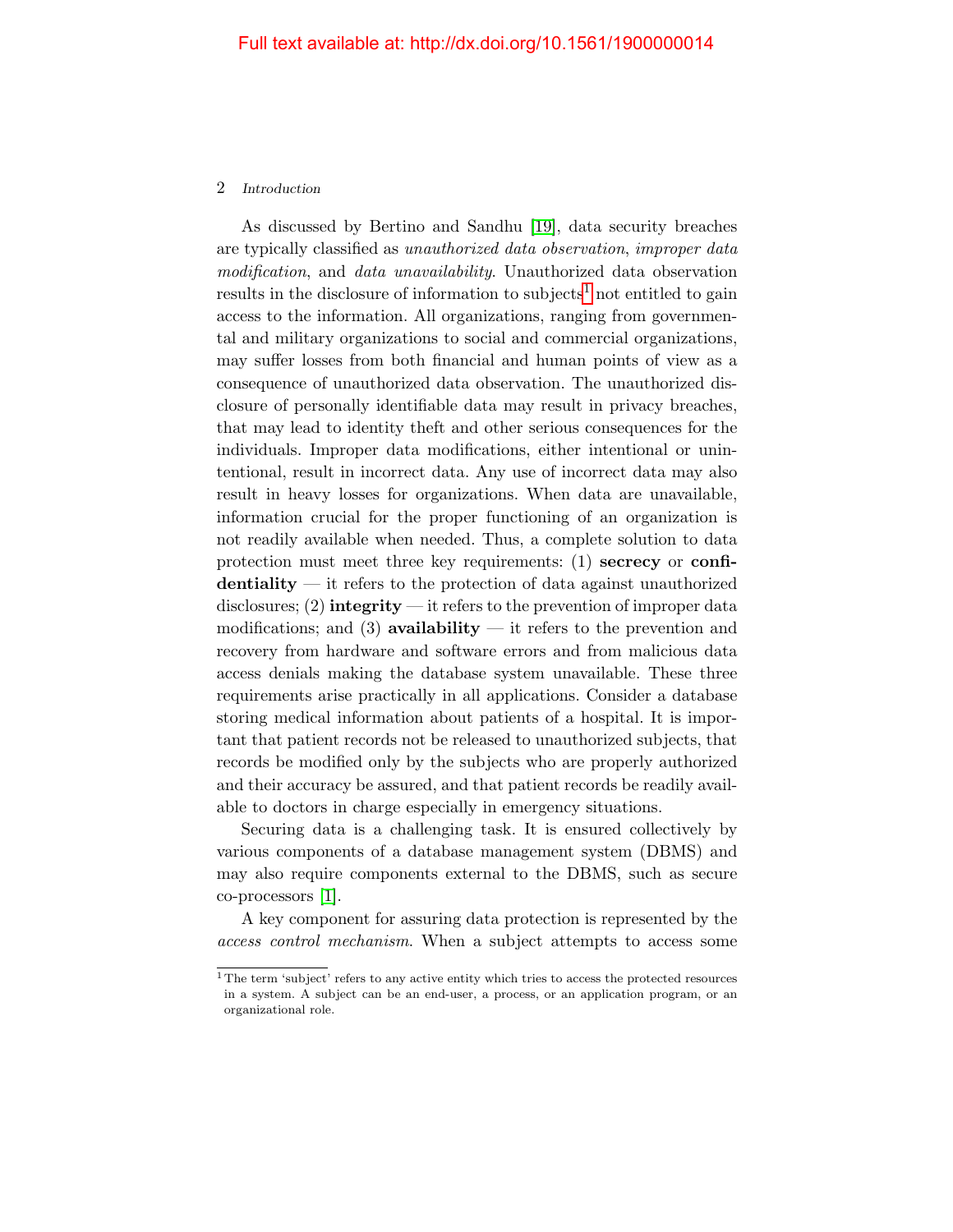As discussed by Bertino and Sandhu [19], data security breaches are typically classified as *unauthorized data observation*, *improper data modification*, and *data unavailability*. Unauthorized data observation results in the disclosure of information to subjects[1] not entitled to gain access to the information. All organizations, ranging from governmental and military organizations to social and commercial organizations, may suffer losses from both financial and human points of view as a consequence of unauthorized data observation. The unauthorized disclosure of personally identifiable data may result in privacy breaches, that may lead to identity theft and other serious consequences for the individuals. Improper data modifications, either intentional or unintentional, result in incorrect data. Any use of incorrect data may also result in heavy losses for organizations. When data are unavailable, information crucial for the proper functioning of an organization is not readily available when needed. Thus, a complete solution to data protection must meet three key requirements: (1) **secrecy** or **confidentiality** — it refers to the protection of data against unauthorized disclosures; (2) **integrity** — it refers to the prevention of improper data modifications; and (3) **availability** — it refers to the prevention and recovery from hardware and software errors and from malicious data access denials making the database system unavailable. These three requirements arise practically in all applications. Consider a database storing medical information about patients of a hospital. It is important that patient records not be released to unauthorized subjects, that records be modified only by the subjects who are properly authorized and their accuracy be assured, and that patient records be readily available to doctors in charge especially in emergency situations.

Securing data is a challenging task. It is ensured collectively by various components of a database management system (DBMS) and may also require components external to the DBMS, such as secure co-processors [1].

A key component for assuring data protection is represented by the *access control mechanism*. When a subject attempts to access some

[1] The term 'subject' refers to any active entity which tries to access the protected resources in a system. A subject can be an end-user, a process, or an application program, or an organizational role.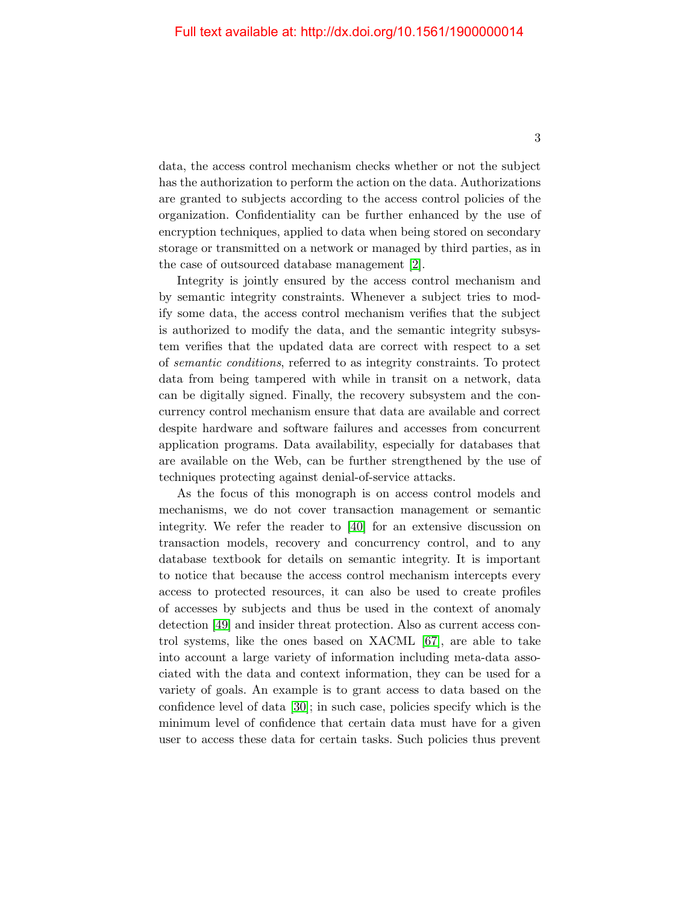data, the access control mechanism checks whether or not the subject has the authorization to perform the action on the data. Authorizations are granted to subjects according to the access control policies of the organization. Confidentiality can be further enhanced by the use of encryption techniques, applied to data when being stored on secondary storage or transmitted on a network or managed by third parties, as in the case of outsourced database management [2].

Integrity is jointly ensured by the access control mechanism and by semantic integrity constraints. Whenever a subject tries to modify some data, the access control mechanism verifies that the subject is authorized to modify the data, and the semantic integrity subsystem verifies that the updated data are correct with respect to a set of *semantic conditions*, referred to as integrity constraints. To protect data from being tampered with while in transit on a network, data can be digitally signed. Finally, the recovery subsystem and the concurrency control mechanism ensure that data are available and correct despite hardware and software failures and accesses from concurrent application programs. Data availability, especially for databases that are available on the Web, can be further strengthened by the use of techniques protecting against denial-of-service attacks.

As the focus of this monograph is on access control models and mechanisms, we do not cover transaction management or semantic integrity. We refer the reader to [40] for an extensive discussion on transaction models, recovery and concurrency control, and to any database textbook for details on semantic integrity. It is important to notice that because the access control mechanism intercepts every access to protected resources, it can also be used to create profiles of accesses by subjects and thus be used in the context of anomaly detection [49] and insider threat protection. Also as current access control systems, like the ones based on XACML [67], are able to take into account a large variety of information including meta-data associated with the data and context information, they can be used for a variety of goals. An example is to grant access to data based on the confidence level of data [30]; in such case, policies specify which is the minimum level of confidence that certain data must have for a given user to access these data for certain tasks. Such policies thus prevent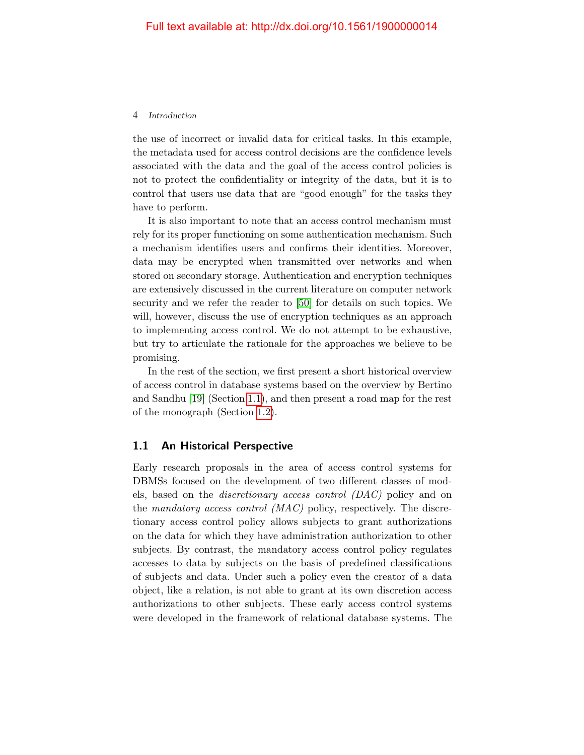the use of incorrect or invalid data for critical tasks. In this example, the metadata used for access control decisions are the confidence levels associated with the data and the goal of the access control policies is not to protect the confidentiality or integrity of the data, but it is to control that users use data that are "good enough" for the tasks they have to perform.

It is also important to note that an access control mechanism must rely for its proper functioning on some authentication mechanism. Such a mechanism identifies users and confirms their identities. Moreover, data may be encrypted when transmitted over networks and when stored on secondary storage. Authentication and encryption techniques are extensively discussed in the current literature on computer network security and we refer the reader to [50] for details on such topics. We will, however, discuss the use of encryption techniques as an approach to implementing access control. We do not attempt to be exhaustive, but try to articulate the rationale for the approaches we believe to be promising.

In the rest of the section, we first present a short historical overview of access control in database systems based on the overview by Bertino and Sandhu [19] (Section 1.1), and then present a road map for the rest of the monograph (Section 1.2).

## 1.1 An Historical Perspective

Early research proposals in the area of access control systems for DBMSs focused on the development of two different classes of models, based on the *discretionary access control (DAC)* policy and on the *mandatory access control (MAC)* policy, respectively. The discretionary access control policy allows subjects to grant authorizations on the data for which they have administration authorization to other subjects. By contrast, the mandatory access control policy regulates accesses to data by subjects on the basis of predefined classifications of subjects and data. Under such a policy even the creator of a data object, like a relation, is not able to grant at its own discretion access authorizations to other subjects. These early access control systems were developed in the framework of relational database systems. The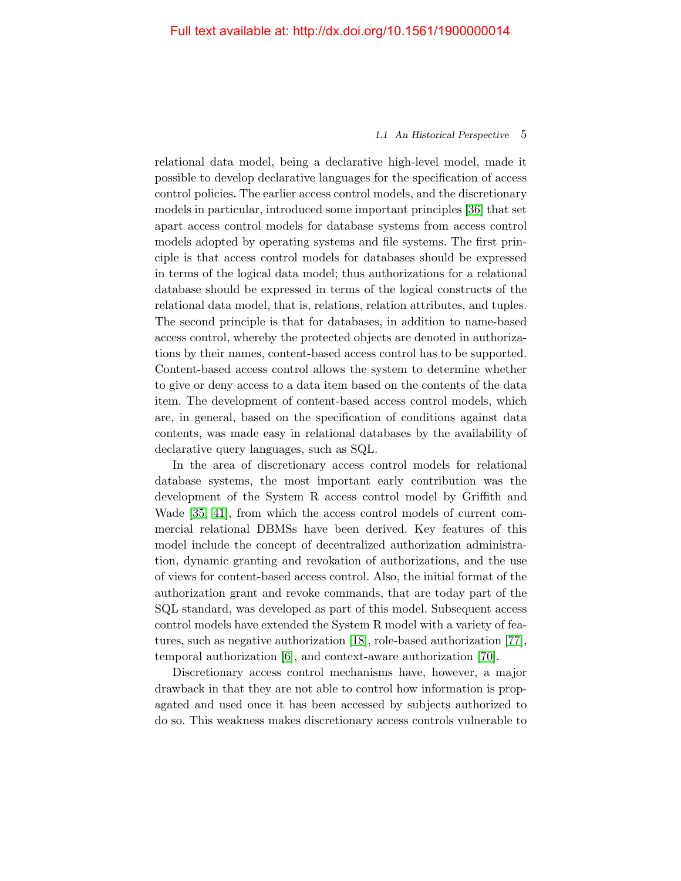relational data model, being a declarative high-level model, made it possible to develop declarative languages for the specification of access control policies. The earlier access control models, and the discretionary models in particular, introduced some important principles [36] that set apart access control models for database systems from access control models adopted by operating systems and file systems. The first principle is that access control models for databases should be expressed in terms of the logical data model; thus authorizations for a relational database should be expressed in terms of the logical constructs of the relational data model, that is, relations, relation attributes, and tuples. The second principle is that for databases, in addition to name-based access control, whereby the protected objects are denoted in authorizations by their names, content-based access control has to be supported. Content-based access control allows the system to determine whether to give or deny access to a data item based on the contents of the data item. The development of content-based access control models, which are, in general, based on the specification of conditions against data contents, was made easy in relational databases by the availability of declarative query languages, such as SQL.

In the area of discretionary access control models for relational database systems, the most important early contribution was the development of the System R access control model by Griffith and Wade [35, 41], from which the access control models of current commercial relational DBMSs have been derived. Key features of this model include the concept of decentralized authorization administration, dynamic granting and revokation of authorizations, and the use of views for content-based access control. Also, the initial format of the authorization grant and revoke commands, that are today part of the SQL standard, was developed as part of this model. Subsequent access control models have extended the System R model with a variety of features, such as negative authorization [18], role-based authorization [77], temporal authorization [6], and context-aware authorization [70].

Discretionary access control mechanisms have, however, a major drawback in that they are not able to control how information is propagated and used once it has been accessed by subjects authorized to do so. This weakness makes discretionary access controls vulnerable to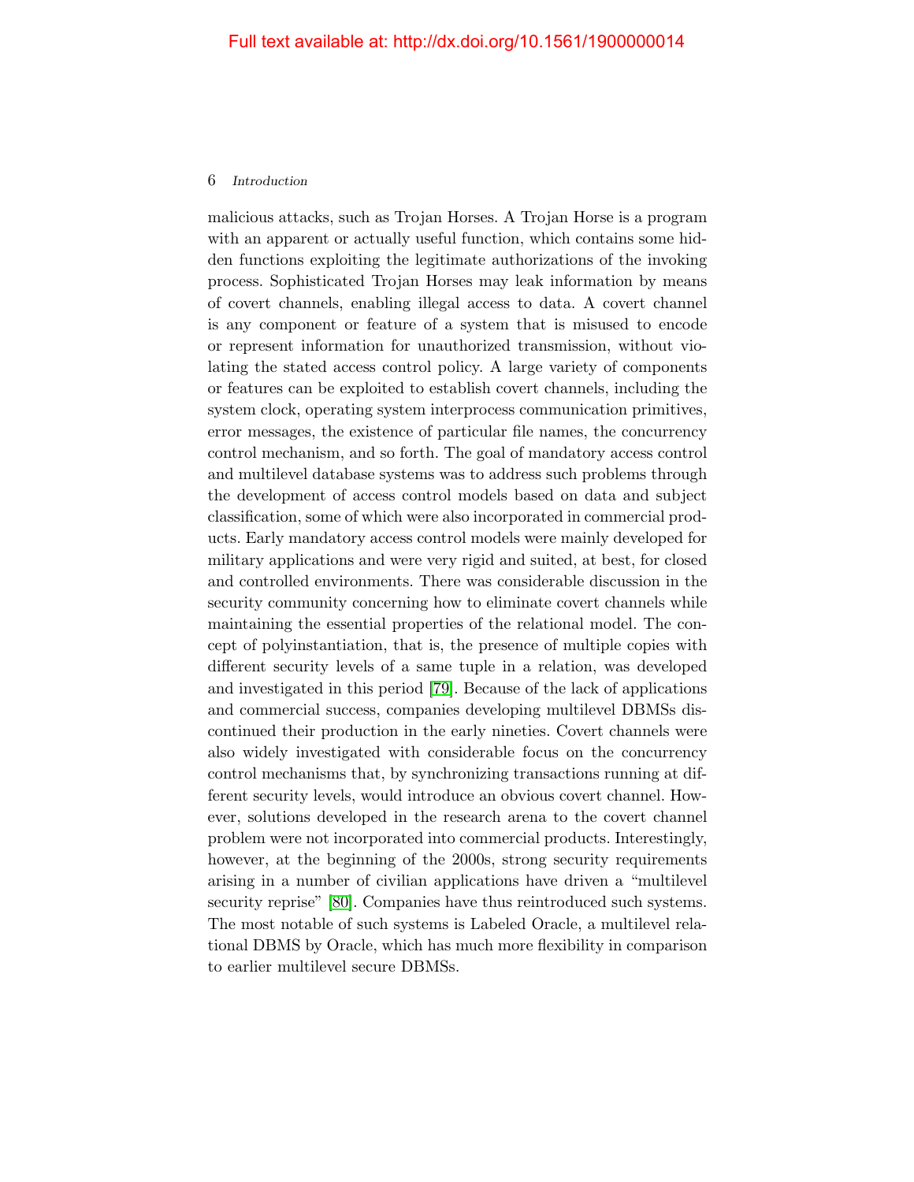malicious attacks, such as Trojan Horses. A Trojan Horse is a program with an apparent or actually useful function, which contains some hidden functions exploiting the legitimate authorizations of the invoking process. Sophisticated Trojan Horses may leak information by means of covert channels, enabling illegal access to data. A covert channel is any component or feature of a system that is misused to encode or represent information for unauthorized transmission, without violating the stated access control policy. A large variety of components or features can be exploited to establish covert channels, including the system clock, operating system interprocess communication primitives, error messages, the existence of particular file names, the concurrency control mechanism, and so forth. The goal of mandatory access control and multilevel database systems was to address such problems through the development of access control models based on data and subject classification, some of which were also incorporated in commercial products. Early mandatory access control models were mainly developed for military applications and were very rigid and suited, at best, for closed and controlled environments. There was considerable discussion in the security community concerning how to eliminate covert channels while maintaining the essential properties of the relational model. The concept of polyinstantiation, that is, the presence of multiple copies with different security levels of a same tuple in a relation, was developed and investigated in this period [79]. Because of the lack of applications and commercial success, companies developing multilevel DBMSs discontinued their production in the early nineties. Covert channels were also widely investigated with considerable focus on the concurrency control mechanisms that, by synchronizing transactions running at different security levels, would introduce an obvious covert channel. However, solutions developed in the research arena to the covert channel problem were not incorporated into commercial products. Interestingly, however, at the beginning of the 2000s, strong security requirements arising in a number of civilian applications have driven a "multilevel security reprise" [80]. Companies have thus reintroduced such systems. The most notable of such systems is Labeled Oracle, a multilevel relational DBMS by Oracle, which has much more flexibility in comparison to earlier multilevel secure DBMSs.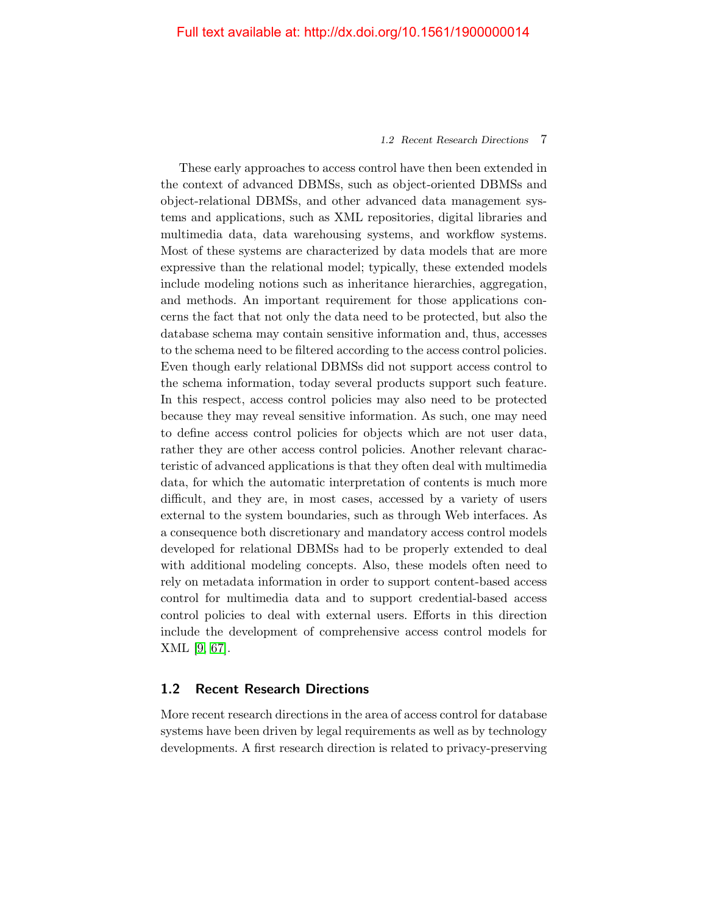These early approaches to access control have then been extended in the context of advanced DBMSs, such as object-oriented DBMSs and object-relational DBMSs, and other advanced data management systems and applications, such as XML repositories, digital libraries and multimedia data, data warehousing systems, and workflow systems. Most of these systems are characterized by data models that are more expressive than the relational model; typically, these extended models include modeling notions such as inheritance hierarchies, aggregation, and methods. An important requirement for those applications concerns the fact that not only the data need to be protected, but also the database schema may contain sensitive information and, thus, accesses to the schema need to be filtered according to the access control policies. Even though early relational DBMSs did not support access control to the schema information, today several products support such feature. In this respect, access control policies may also need to be protected because they may reveal sensitive information. As such, one may need to define access control policies for objects which are not user data, rather they are other access control policies. Another relevant characteristic of advanced applications is that they often deal with multimedia data, for which the automatic interpretation of contents is much more difficult, and they are, in most cases, accessed by a variety of users external to the system boundaries, such as through Web interfaces. As a consequence both discretionary and mandatory access control models developed for relational DBMSs had to be properly extended to deal with additional modeling concepts. Also, these models often need to rely on metadata information in order to support content-based access control for multimedia data and to support credential-based access control policies to deal with external users. Efforts in this direction include the development of comprehensive access control models for XML [9, 67].

## 1.2 Recent Research Directions

More recent research directions in the area of access control for database systems have been driven by legal requirements as well as by technology developments. A first research direction is related to privacy-preserving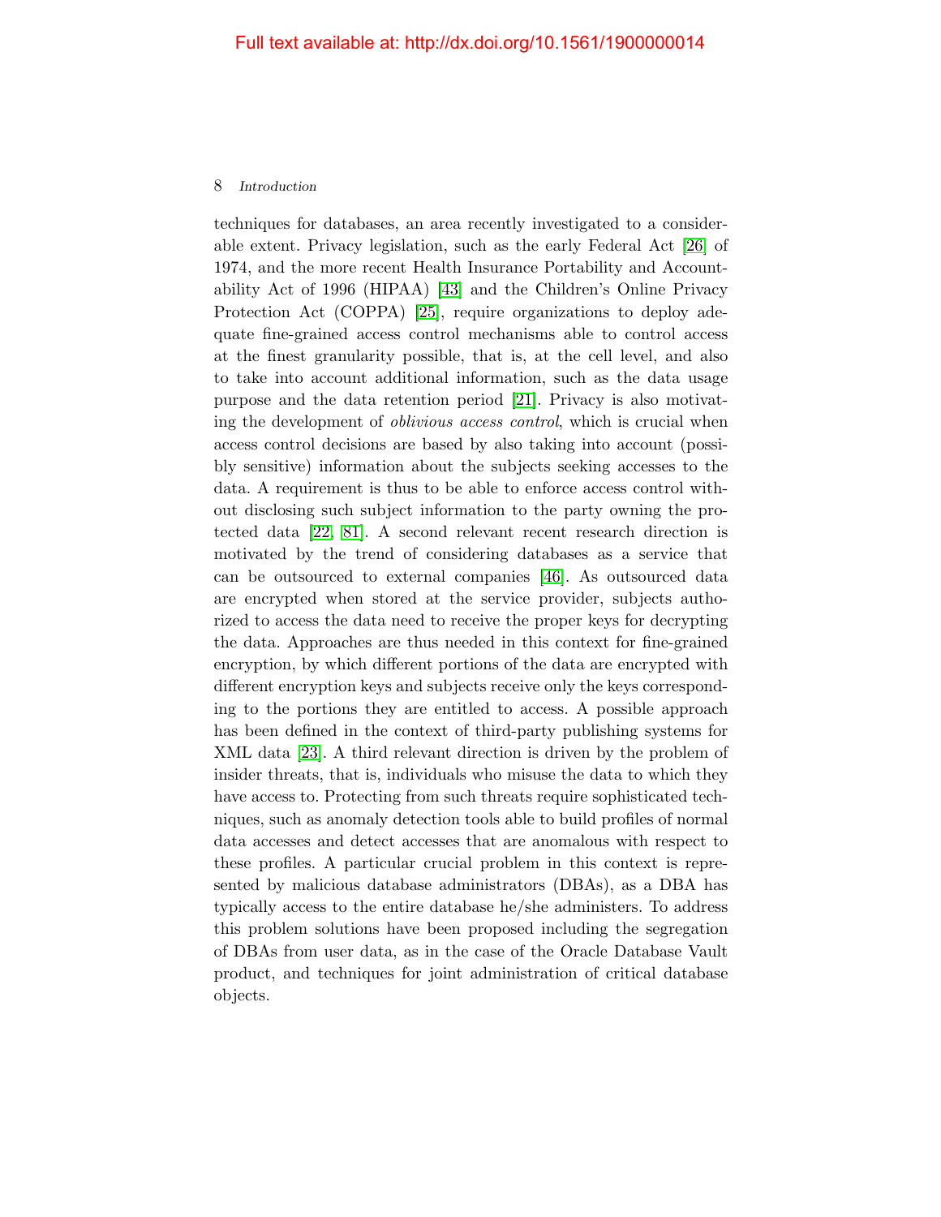techniques for databases, an area recently investigated to a considerable extent. Privacy legislation, such as the early Federal Act [26] of 1974, and the more recent Health Insurance Portability and Accountability Act of 1996 (HIPAA) [43] and the Children's Online Privacy Protection Act (COPPA) [25], require organizations to deploy adequate fine-grained access control mechanisms able to control access at the finest granularity possible, that is, at the cell level, and also to take into account additional information, such as the data usage purpose and the data retention period [21]. Privacy is also motivating the development of *oblivious access control*, which is crucial when access control decisions are based by also taking into account (possibly sensitive) information about the subjects seeking accesses to the data. A requirement is thus to be able to enforce access control without disclosing such subject information to the party owning the protected data [22, 81]. A second relevant recent research direction is motivated by the trend of considering databases as a service that can be outsourced to external companies [46]. As outsourced data are encrypted when stored at the service provider, subjects authorized to access the data need to receive the proper keys for decrypting the data. Approaches are thus needed in this context for fine-grained encryption, by which different portions of the data are encrypted with different encryption keys and subjects receive only the keys corresponding to the portions they are entitled to access. A possible approach has been defined in the context of third-party publishing systems for XML data [23]. A third relevant direction is driven by the problem of insider threats, that is, individuals who misuse the data to which they have access to. Protecting from such threats require sophisticated techniques, such as anomaly detection tools able to build profiles of normal data accesses and detect accesses that are anomalous with respect to these profiles. A particular crucial problem in this context is represented by malicious database administrators (DBAs), as a DBA has typically access to the entire database he/she administers. To address this problem solutions have been proposed including the segregation of DBAs from user data, as in the case of the Oracle Database Vault product, and techniques for joint administration of critical database objects.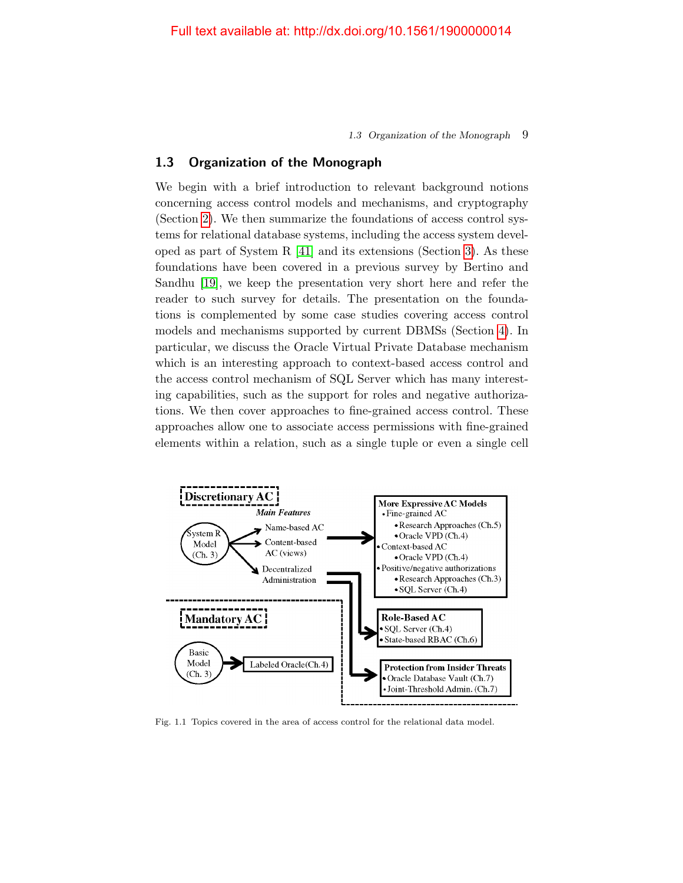## 1.3 Organization of the Monograph

We begin with a brief introduction to relevant background notions concerning access control models and mechanisms, and cryptography (Section 2). We then summarize the foundations of access control systems for relational database systems, including the access system developed as part of System R [41] and its extensions (Section 3). As these foundations have been covered in a previous survey by Bertino and Sandhu [19], we keep the presentation very short here and refer the reader to such survey for details. The presentation on the foundations is complemented by some case studies covering access control models and mechanisms supported by current DBMSs (Section 4). In particular, we discuss the Oracle Virtual Private Database mechanism which is an interesting approach to context-based access control and the access control mechanism of SQL Server which has many interesting capabilities, such as the support for roles and negative authorizations. We then cover approaches to fine-grained access control. These approaches allow one to associate access permissions with fine-grained elements within a relation, such as a single tuple or even a single cell

Fig. 1.1 Topics covered in the area of access control for the relational data model.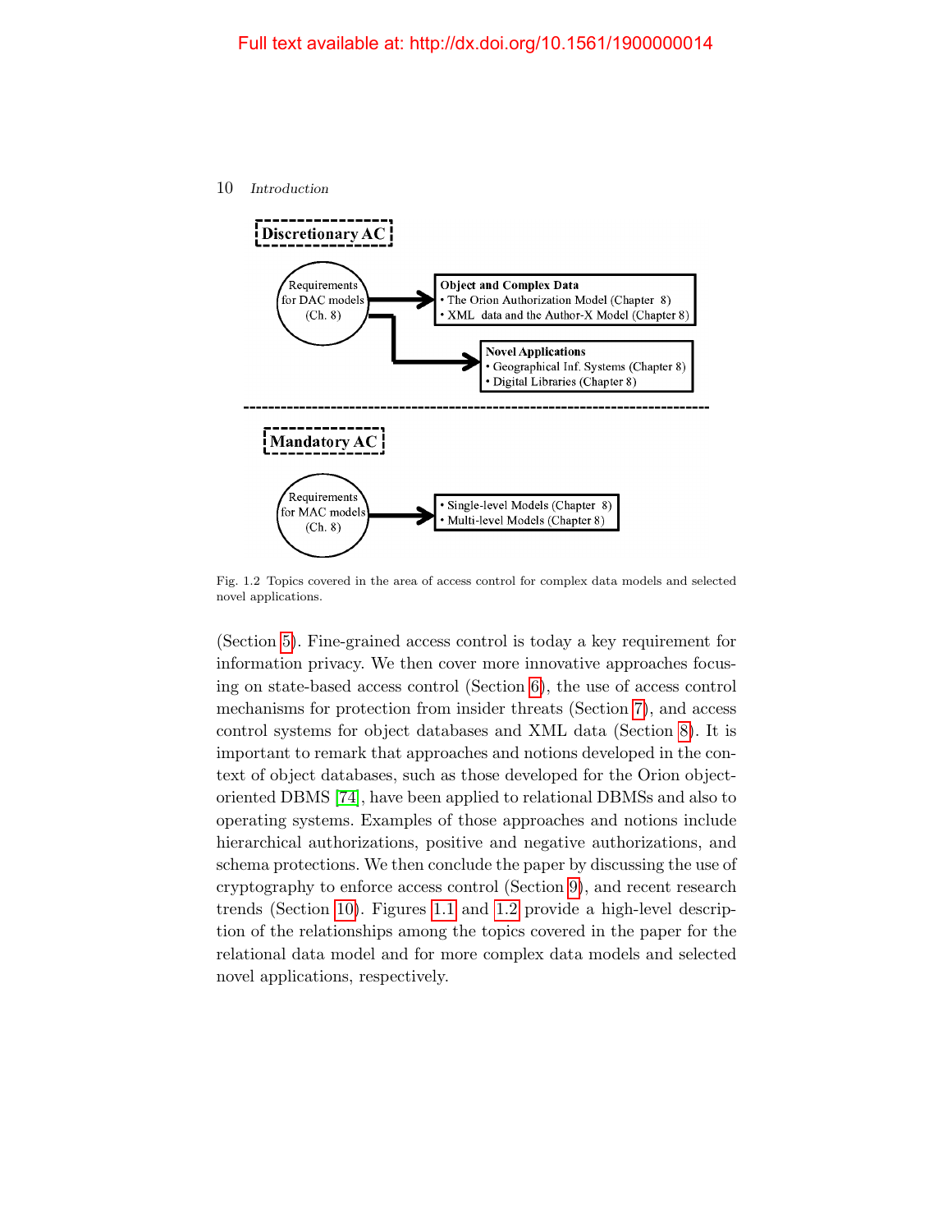**Discretionary AC**

Requirements for DAC models (Ch. 8)

**Object and Complex Data**
- The Orion Authorization Model (Chapter 8)
- XML data and the Author-X Model (Chapter 8)

**Novel Applications**
- Geographical Inf. Systems (Chapter 8)
- Digital Libraries (Chapter 8)

**Mandatory AC**

Requirements for MAC models (Ch. 8)

- Single-level Models (Chapter 8)
- Multi-level Models (Chapter 8)

Fig. 1.2 Topics covered in the area of access control for complex data models and selected novel applications.

(Section 5). Fine-grained access control is today a key requirement for information privacy. We then cover more innovative approaches focusing on state-based access control (Section 6), the use of access control mechanisms for protection from insider threats (Section 7), and access control systems for object databases and XML data (Section 8). It is important to remark that approaches and notions developed in the context of object databases, such as those developed for the Orion object-oriented DBMS [74], have been applied to relational DBMSs and also to operating systems. Examples of those approaches and notions include hierarchical authorizations, positive and negative authorizations, and schema protections. We then conclude the paper by discussing the use of cryptography to enforce access control (Section 9), and recent research trends (Section 10). Figures 1.1 and 1.2 provide a high-level description of the relationships among the topics covered in the paper for the relational data model and for more complex data models and selected novel applications, respectively.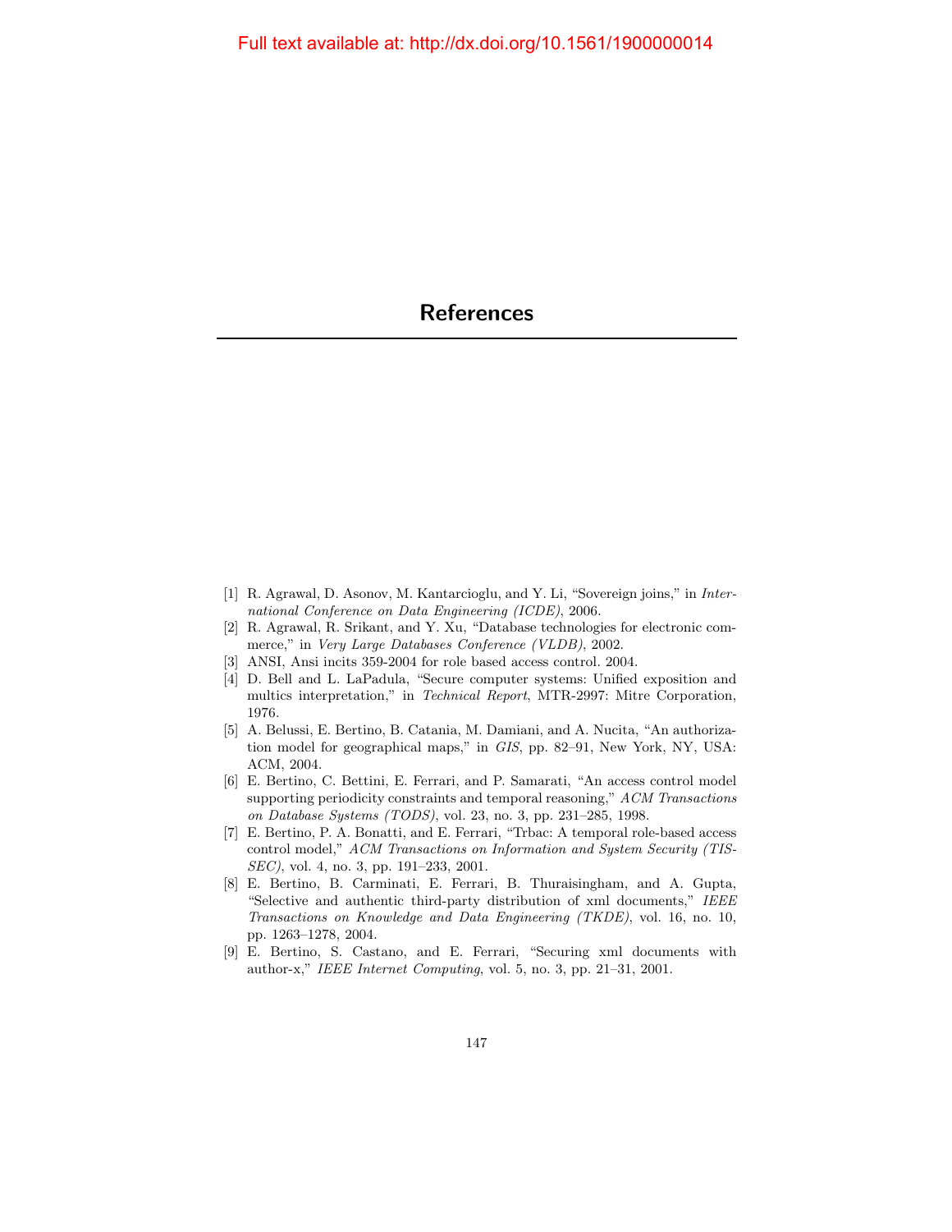# References

[1] R. Agrawal, D. Asonov, M. Kantarcioglu, and Y. Li, "Sovereign joins," in *International Conference on Data Engineering (ICDE)*, 2006.

[2] R. Agrawal, R. Srikant, and Y. Xu, "Database technologies for electronic commerce," in *Very Large Databases Conference (VLDB)*, 2002.

[3] ANSI, Ansi incits 359-2004 for role based access control. 2004.

[4] D. Bell and L. LaPadula, "Secure computer systems: Unified exposition and multics interpretation," in *Technical Report*, MTR-2997: Mitre Corporation, 1976.

[5] A. Belussi, E. Bertino, B. Catania, M. Damiani, and A. Nucita, "An authorization model for geographical maps," in *GIS*, pp. 82–91, New York, NY, USA: ACM, 2004.

[6] E. Bertino, C. Bettini, E. Ferrari, and P. Samarati, "An access control model supporting periodicity constraints and temporal reasoning," *ACM Transactions on Database Systems (TODS)*, vol. 23, no. 3, pp. 231–285, 1998.

[7] E. Bertino, P. A. Bonatti, and E. Ferrari, "Trbac: A temporal role-based access control model," *ACM Transactions on Information and System Security (TISSEC)*, vol. 4, no. 3, pp. 191–233, 2001.

[8] E. Bertino, B. Carminati, E. Ferrari, B. Thuraisingham, and A. Gupta, "Selective and authentic third-party distribution of xml documents," *IEEE Transactions on Knowledge and Data Engineering (TKDE)*, vol. 16, no. 10, pp. 1263–1278, 2004.

[9] E. Bertino, S. Castano, and E. Ferrari, "Securing xml documents with author-x," *IEEE Internet Computing*, vol. 5, no. 3, pp. 21–31, 2001.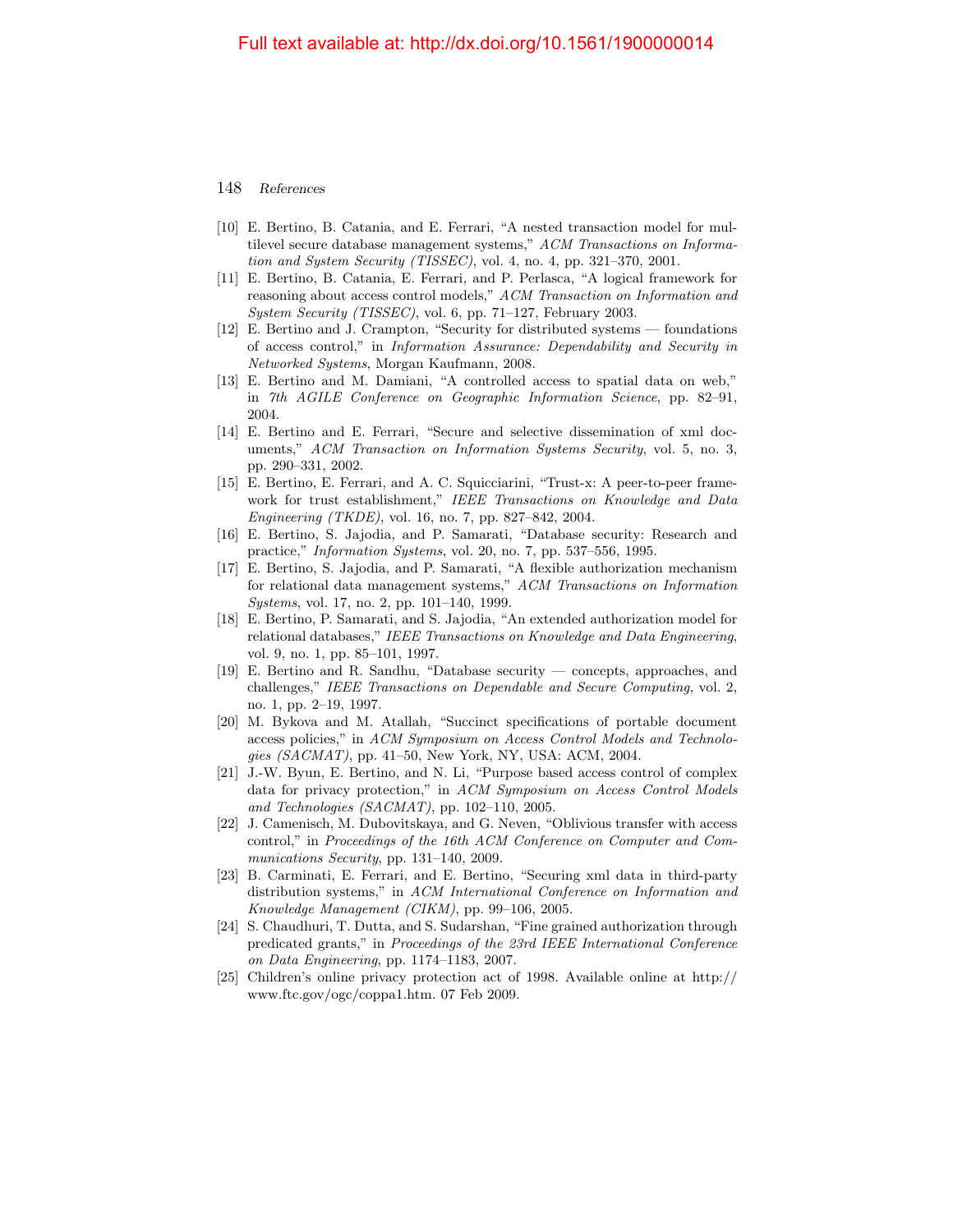[10] E. Bertino, B. Catania, and E. Ferrari, "A nested transaction model for multilevel secure database management systems," *ACM Transactions on Information and System Security (TISSEC)*, vol. 4, no. 4, pp. 321–370, 2001.

[11] E. Bertino, B. Catania, E. Ferrari, and P. Perlasca, "A logical framework for reasoning about access control models," *ACM Transaction on Information and System Security (TISSEC)*, vol. 6, pp. 71–127, February 2003.

[12] E. Bertino and J. Crampton, "Security for distributed systems — foundations of access control," in *Information Assurance: Dependability and Security in Networked Systems*, Morgan Kaufmann, 2008.

[13] E. Bertino and M. Damiani, "A controlled access to spatial data on web," in *7th AGILE Conference on Geographic Information Science*, pp. 82–91, 2004.

[14] E. Bertino and E. Ferrari, "Secure and selective dissemination of xml documents," *ACM Transaction on Information Systems Security*, vol. 5, no. 3, pp. 290–331, 2002.

[15] E. Bertino, E. Ferrari, and A. C. Squicciarini, "Trust-x: A peer-to-peer framework for trust establishment," *IEEE Transactions on Knowledge and Data Engineering (TKDE)*, vol. 16, no. 7, pp. 827–842, 2004.

[16] E. Bertino, S. Jajodia, and P. Samarati, "Database security: Research and practice," *Information Systems*, vol. 20, no. 7, pp. 537–556, 1995.

[17] E. Bertino, S. Jajodia, and P. Samarati, "A flexible authorization mechanism for relational data management systems," *ACM Transactions on Information Systems*, vol. 17, no. 2, pp. 101–140, 1999.

[18] E. Bertino, P. Samarati, and S. Jajodia, "An extended authorization model for relational databases," *IEEE Transactions on Knowledge and Data Engineering*, vol. 9, no. 1, pp. 85–101, 1997.

[19] E. Bertino and R. Sandhu, "Database security — concepts, approaches, and challenges," *IEEE Transactions on Dependable and Secure Computing*, vol. 2, no. 1, pp. 2–19, 1997.

[20] M. Bykova and M. Atallah, "Succinct specifications of portable document access policies," in *ACM Symposium on Access Control Models and Technologies (SACMAT)*, pp. 41–50, New York, NY, USA: ACM, 2004.

[21] J.-W. Byun, E. Bertino, and N. Li, "Purpose based access control of complex data for privacy protection," in *ACM Symposium on Access Control Models and Technologies (SACMAT)*, pp. 102–110, 2005.

[22] J. Camenisch, M. Dubovitskaya, and G. Neven, "Oblivious transfer with access control," in *Proceedings of the 16th ACM Conference on Computer and Communications Security*, pp. 131–140, 2009.

[23] B. Carminati, E. Ferrari, and E. Bertino, "Securing xml data in third-party distribution systems," in *ACM International Conference on Information and Knowledge Management (CIKM)*, pp. 99–106, 2005.

[24] S. Chaudhuri, T. Dutta, and S. Sudarshan, "Fine grained authorization through predicated grants," in *Proceedings of the 23rd IEEE International Conference on Data Engineering*, pp. 1174–1183, 2007.

[25] Children's online privacy protection act of 1998. Available online at http://www.ftc.gov/ogc/coppa1.htm. 07 Feb 2009.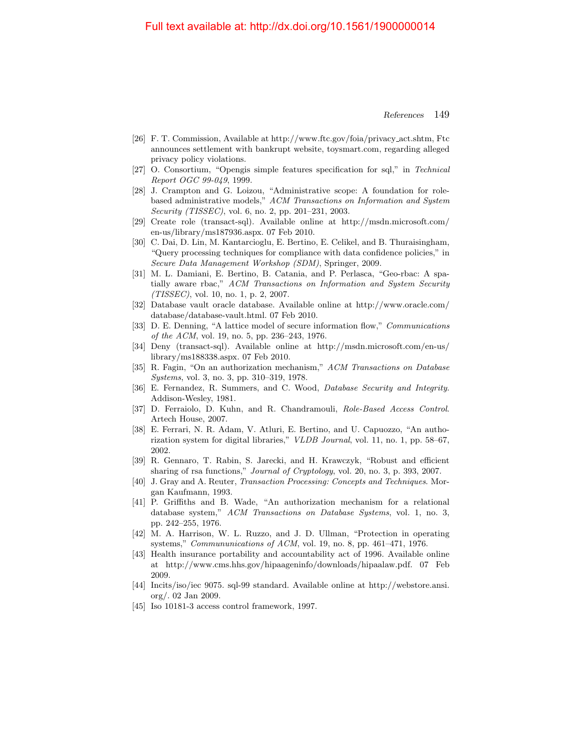[26] F. T. Commission, Available at http://www.ftc.gov/foia/privacy_act.shtm, Ftc announces settlement with bankrupt website, toysmart.com, regarding alleged privacy policy violations.

[27] O. Consortium, "Opengis simple features specification for sql," in *Technical Report OGC 99-049*, 1999.

[28] J. Crampton and G. Loizou, "Administrative scope: A foundation for role-based administrative models," *ACM Transactions on Information and System Security (TISSEC)*, vol. 6, no. 2, pp. 201–231, 2003.

[29] Create role (transact-sql). Available online at http://msdn.microsoft.com/en-us/library/ms187936.aspx. 07 Feb 2010.

[30] C. Dai, D. Lin, M. Kantarcioglu, E. Bertino, E. Celikel, and B. Thuraisingham, "Query processing techniques for compliance with data confidence policies," in *Secure Data Management Workshop (SDM)*, Springer, 2009.

[31] M. L. Damiani, E. Bertino, B. Catania, and P. Perlasca, "Geo-rbac: A spatially aware rbac," *ACM Transactions on Information and System Security (TISSEC)*, vol. 10, no. 1, p. 2, 2007.

[32] Database vault oracle database. Available online at http://www.oracle.com/database/database-vault.html. 07 Feb 2010.

[33] D. E. Denning, "A lattice model of secure information flow," *Communications of the ACM*, vol. 19, no. 5, pp. 236–243, 1976.

[34] Deny (transact-sql). Available online at http://msdn.microsoft.com/en-us/library/ms188338.aspx. 07 Feb 2010.

[35] R. Fagin, "On an authorization mechanism," *ACM Transactions on Database Systems*, vol. 3, no. 3, pp. 310–319, 1978.

[36] E. Fernandez, R. Summers, and C. Wood, *Database Security and Integrity*. Addison-Wesley, 1981.

[37] D. Ferraiolo, D. Kuhn, and R. Chandramouli, *Role-Based Access Control*. Artech House, 2007.

[38] E. Ferrari, N. R. Adam, V. Atluri, E. Bertino, and U. Capuozzo, "An authorization system for digital libraries," *VLDB Journal*, vol. 11, no. 1, pp. 58–67, 2002.

[39] R. Gennaro, T. Rabin, S. Jarecki, and H. Krawczyk, "Robust and efficient sharing of rsa functions," *Journal of Cryptology*, vol. 20, no. 3, p. 393, 2007.

[40] J. Gray and A. Reuter, *Transaction Processing: Concepts and Techniques*. Morgan Kaufmann, 1993.

[41] P. Griffiths and B. Wade, "An authorization mechanism for a relational database system," *ACM Transactions on Database Systems*, vol. 1, no. 3, pp. 242–255, 1976.

[42] M. A. Harrison, W. L. Ruzzo, and J. D. Ullman, "Protection in operating systems," *Commununications of ACM*, vol. 19, no. 8, pp. 461–471, 1976.

[43] Health insurance portability and accountability act of 1996. Available online at http://www.cms.hhs.gov/hipaageninfo/downloads/hipaalaw.pdf. 07 Feb 2009.

[44] Incits/iso/iec 9075. sql-99 standard. Available online at http://webstore.ansi.org/. 02 Jan 2009.

[45] Iso 10181-3 access control framework, 1997.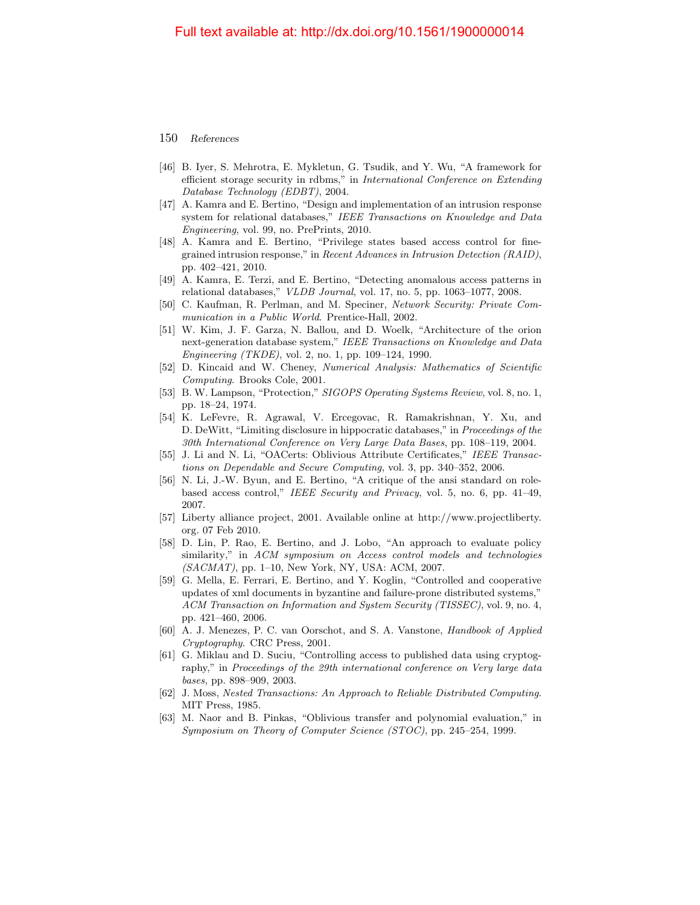[46] B. Iyer, S. Mehrotra, E. Mykletun, G. Tsudik, and Y. Wu, "A framework for efficient storage security in rdbms," in *International Conference on Extending Database Technology (EDBT)*, 2004.

[47] A. Kamra and E. Bertino, "Design and implementation of an intrusion response system for relational databases," *IEEE Transactions on Knowledge and Data Engineering*, vol. 99, no. PrePrints, 2010.

[48] A. Kamra and E. Bertino, "Privilege states based access control for fine-grained intrusion response," in *Recent Advances in Intrusion Detection (RAID)*, pp. 402–421, 2010.

[49] A. Kamra, E. Terzi, and E. Bertino, "Detecting anomalous access patterns in relational databases," *VLDB Journal*, vol. 17, no. 5, pp. 1063–1077, 2008.

[50] C. Kaufman, R. Perlman, and M. Speciner, *Network Security: Private Communication in a Public World*. Prentice-Hall, 2002.

[51] W. Kim, J. F. Garza, N. Ballou, and D. Woelk, "Architecture of the orion next-generation database system," *IEEE Transactions on Knowledge and Data Engineering (TKDE)*, vol. 2, no. 1, pp. 109–124, 1990.

[52] D. Kincaid and W. Cheney, *Numerical Analysis: Mathematics of Scientific Computing*. Brooks Cole, 2001.

[53] B. W. Lampson, "Protection," *SIGOPS Operating Systems Review*, vol. 8, no. 1, pp. 18–24, 1974.

[54] K. LeFevre, R. Agrawal, V. Ercegovac, R. Ramakrishnan, Y. Xu, and D. DeWitt, "Limiting disclosure in hippocratic databases," in *Proceedings of the 30th International Conference on Very Large Data Bases*, pp. 108–119, 2004.

[55] J. Li and N. Li, "OACerts: Oblivious Attribute Certificates," *IEEE Transactions on Dependable and Secure Computing*, vol. 3, pp. 340–352, 2006.

[56] N. Li, J.-W. Byun, and E. Bertino, "A critique of the ansi standard on role-based access control," *IEEE Security and Privacy*, vol. 5, no. 6, pp. 41–49, 2007.

[57] Liberty alliance project, 2001. Available online at http://www.projectliberty.org. 07 Feb 2010.

[58] D. Lin, P. Rao, E. Bertino, and J. Lobo, "An approach to evaluate policy similarity," in *ACM symposium on Access control models and technologies (SACMAT)*, pp. 1–10, New York, NY, USA: ACM, 2007.

[59] G. Mella, E. Ferrari, E. Bertino, and Y. Koglin, "Controlled and cooperative updates of xml documents in byzantine and failure-prone distributed systems," *ACM Transaction on Information and System Security (TISSEC)*, vol. 9, no. 4, pp. 421–460, 2006.

[60] A. J. Menezes, P. C. van Oorschot, and S. A. Vanstone, *Handbook of Applied Cryptography*. CRC Press, 2001.

[61] G. Miklau and D. Suciu, "Controlling access to published data using cryptography," in *Proceedings of the 29th international conference on Very large data bases*, pp. 898–909, 2003.

[62] J. Moss, *Nested Transactions: An Approach to Reliable Distributed Computing*. MIT Press, 1985.

[63] M. Naor and B. Pinkas, "Oblivious transfer and polynomial evaluation," in *Symposium on Theory of Computer Science (STOC)*, pp. 245–254, 1999.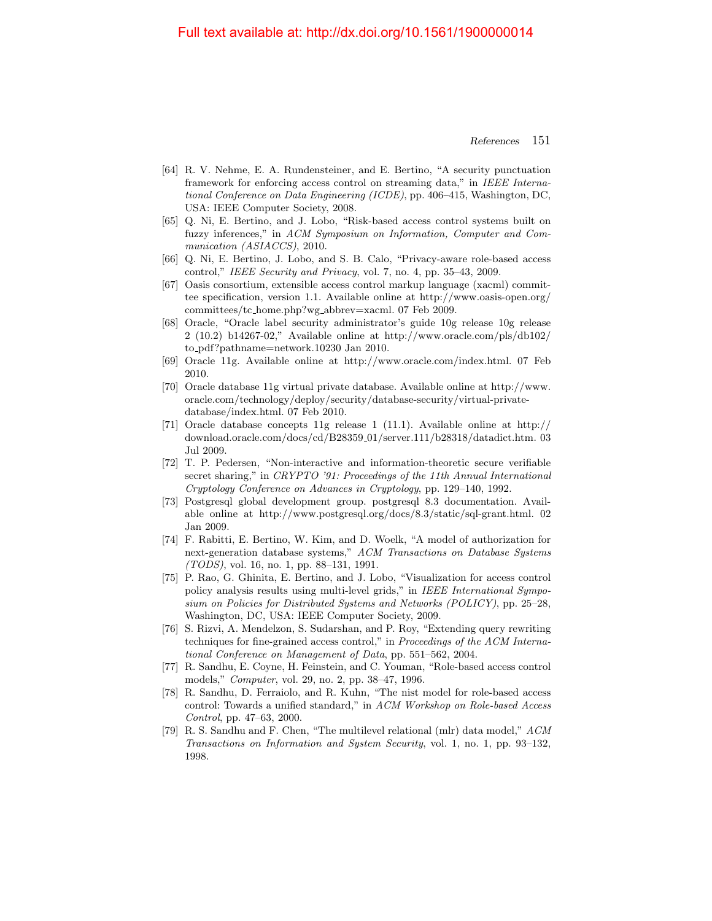[64] R. V. Nehme, E. A. Rundensteiner, and E. Bertino, "A security punctuation framework for enforcing access control on streaming data," in *IEEE International Conference on Data Engineering (ICDE)*, pp. 406–415, Washington, DC, USA: IEEE Computer Society, 2008.

[65] Q. Ni, E. Bertino, and J. Lobo, "Risk-based access control systems built on fuzzy inferences," in *ACM Symposium on Information, Computer and Communication (ASIACCS)*, 2010.

[66] Q. Ni, E. Bertino, J. Lobo, and S. B. Calo, "Privacy-aware role-based access control," *IEEE Security and Privacy*, vol. 7, no. 4, pp. 35–43, 2009.

[67] Oasis consortium, extensible access control markup language (xacml) committee specification, version 1.1. Available online at http://www.oasis-open.org/committees/tc_home.php?wg_abbrev=xacml. 07 Feb 2009.

[68] Oracle, "Oracle label security administrator's guide 10g release 10g release 2 (10.2) b14267-02," Available online at http://www.oracle.com/pls/db102/to_pdf?pathname=network.10230 Jan 2010.

[69] Oracle 11g. Available online at http://www.oracle.com/index.html. 07 Feb 2010.

[70] Oracle database 11g virtual private database. Available online at http://www.oracle.com/technology/deploy/security/database-security/virtual-private-database/index.html. 07 Feb 2010.

[71] Oracle database concepts 11g release 1 (11.1). Available online at http://download.oracle.com/docs/cd/B28359_01/server.111/b28318/datadict.htm. 03 Jul 2009.

[72] T. P. Pedersen, "Non-interactive and information-theoretic secure verifiable secret sharing," in *CRYPTO '91: Proceedings of the 11th Annual International Cryptology Conference on Advances in Cryptology*, pp. 129–140, 1992.

[73] Postgresql global development group. postgresql 8.3 documentation. Available online at http://www.postgresql.org/docs/8.3/static/sql-grant.html. 02 Jan 2009.

[74] F. Rabitti, E. Bertino, W. Kim, and D. Woelk, "A model of authorization for next-generation database systems," *ACM Transactions on Database Systems (TODS)*, vol. 16, no. 1, pp. 88–131, 1991.

[75] P. Rao, G. Ghinita, E. Bertino, and J. Lobo, "Visualization for access control policy analysis results using multi-level grids," in *IEEE International Symposium on Policies for Distributed Systems and Networks (POLICY)*, pp. 25–28, Washington, DC, USA: IEEE Computer Society, 2009.

[76] S. Rizvi, A. Mendelzon, S. Sudarshan, and P. Roy, "Extending query rewriting techniques for fine-grained access control," in *Proceedings of the ACM International Conference on Management of Data*, pp. 551–562, 2004.

[77] R. Sandhu, E. Coyne, H. Feinstein, and C. Youman, "Role-based access control models," *Computer*, vol. 29, no. 2, pp. 38–47, 1996.

[78] R. Sandhu, D. Ferraiolo, and R. Kuhn, "The nist model for role-based access control: Towards a unified standard," in *ACM Workshop on Role-based Access Control*, pp. 47–63, 2000.

[79] R. S. Sandhu and F. Chen, "The multilevel relational (mlr) data model," *ACM Transactions on Information and System Security*, vol. 1, no. 1, pp. 93–132, 1998.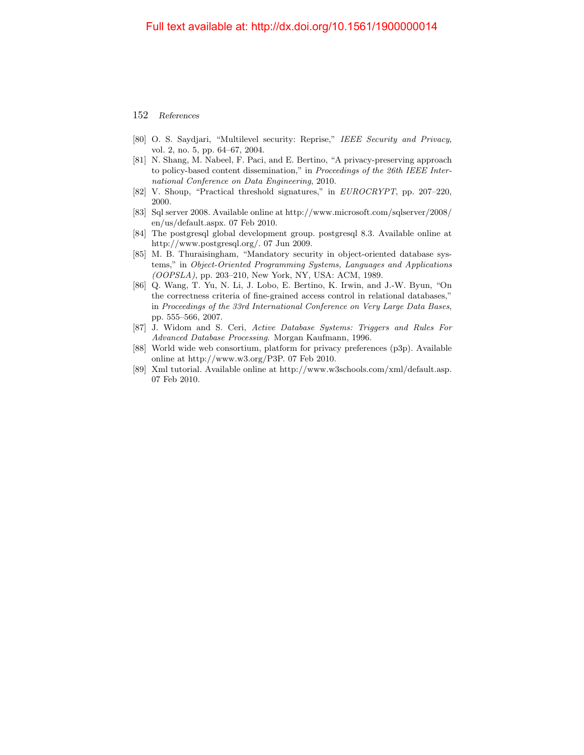- [80] O. S. Saydjari, "Multilevel security: Reprise," *IEEE Security and Privacy*, vol. 2, no. 5, pp. 64–67, 2004.
- [81] N. Shang, M. Nabeel, F. Paci, and E. Bertino, "A privacy-preserving approach to policy-based content dissemination," in *Proceedings of the 26th IEEE International Conference on Data Engineering*, 2010.
- [82] V. Shoup, "Practical threshold signatures," in *EUROCRYPT*, pp. 207–220, 2000.
- [83] Sql server 2008. Available online at http://www.microsoft.com/sqlserver/2008/en/us/default.aspx. 07 Feb 2010.
- [84] The postgresql global development group. postgresql 8.3. Available online at http://www.postgresql.org/. 07 Jun 2009.
- [85] M. B. Thuraisingham, "Mandatory security in object-oriented database systems," in *Object-Oriented Programming Systems, Languages and Applications (OOPSLA)*, pp. 203–210, New York, NY, USA: ACM, 1989.
- [86] Q. Wang, T. Yu, N. Li, J. Lobo, E. Bertino, K. Irwin, and J.-W. Byun, "On the correctness criteria of fine-grained access control in relational databases," in *Proceedings of the 33rd International Conference on Very Large Data Bases*, pp. 555–566, 2007.
- [87] J. Widom and S. Ceri, *Active Database Systems: Triggers and Rules For Advanced Database Processing*. Morgan Kaufmann, 1996.
- [88] World wide web consortium, platform for privacy preferences (p3p). Available online at http://www.w3.org/P3P. 07 Feb 2010.
- [89] Xml tutorial. Available online at http://www.w3schools.com/xml/default.asp. 07 Feb 2010.